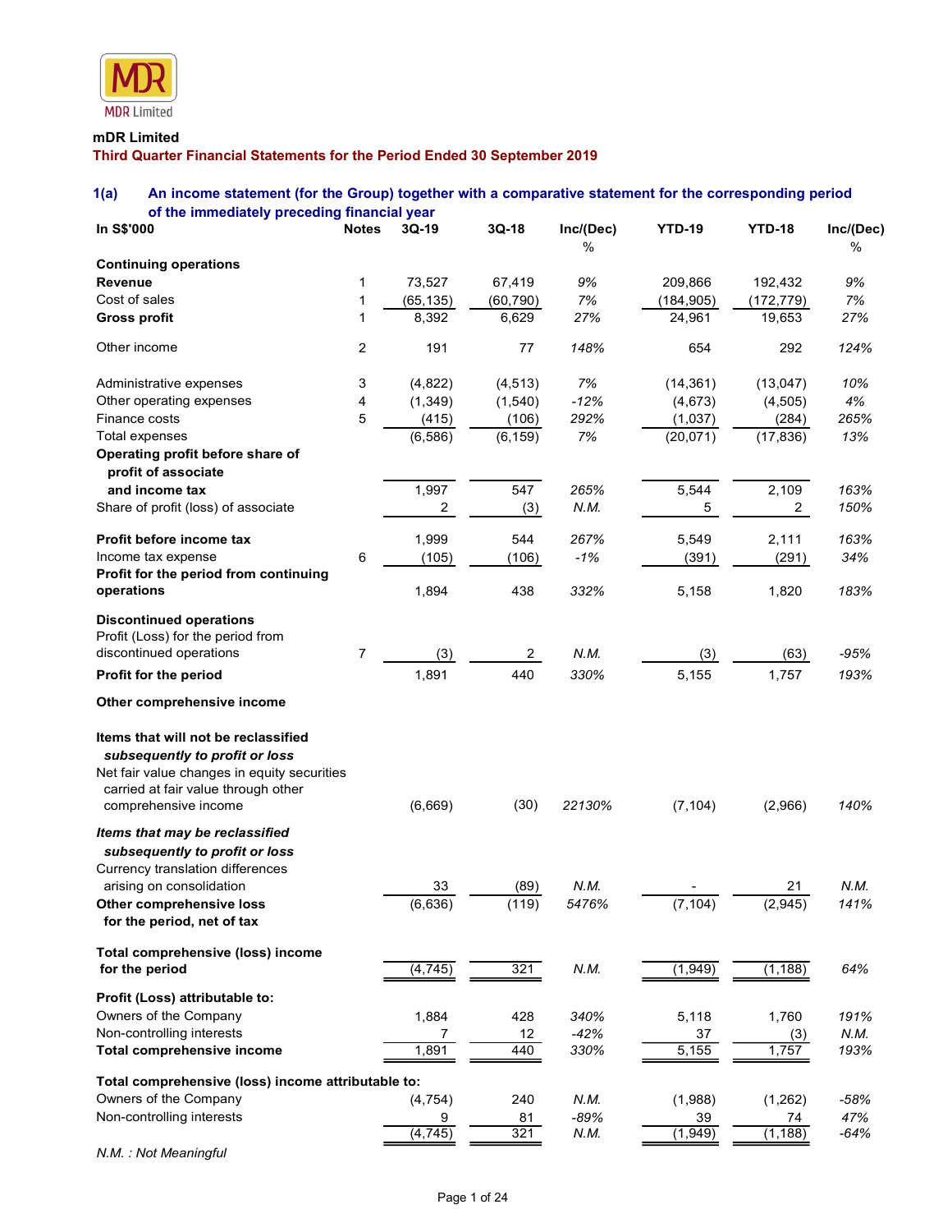MDR Limited

**mDR Limited**

**Third Quarter Financial Statements for the Period Ended 30 September 2019**

### 1(a) An income statement (for the Group) together with a comparative statement for the corresponding period of the immediately preceding financial year

| In S$'000 | Notes | 3Q-19 | 3Q-18 | Inc/(Dec) % | YTD-19 | YTD-18 | Inc/(Dec) % |
|---|---|---|---|---|---|---|---|
| **Continuing operations** | | | | | | | |
| **Revenue** | 1 | 73,527 | 67,419 | *9%* | 209,866 | 192,432 | *9%* |
| Cost of sales | 1 | (65,135) | (60,790) | *7%* | (184,905) | (172,779) | *7%* |
| **Gross profit** | 1 | 8,392 | 6,629 | *27%* | 24,961 | 19,653 | *27%* |
| Other income | 2 | 191 | 77 | *148%* | 654 | 292 | *124%* |
| Administrative expenses | 3 | (4,822) | (4,513) | *7%* | (14,361) | (13,047) | *10%* |
| Other operating expenses | 4 | (1,349) | (1,540) | *-12%* | (4,673) | (4,505) | *4%* |
| Finance costs | 5 | (415) | (106) | *292%* | (1,037) | (284) | *265%* |
| Total expenses | | (6,586) | (6,159) | *7%* | (20,071) | (17,836) | *13%* |
| **Operating profit before share of profit of associate and income tax** | | 1,997 | 547 | *265%* | 5,544 | 2,109 | *163%* |
| Share of profit (loss) of associate | | 2 | (3) | *N.M.* | 5 | 2 | *150%* |
| **Profit before income tax** | | 1,999 | 544 | *267%* | 5,549 | 2,111 | *163%* |
| Income tax expense | 6 | (105) | (106) | *-1%* | (391) | (291) | *34%* |
| **Profit for the period from continuing operations** | | 1,894 | 438 | *332%* | 5,158 | 1,820 | *183%* |
| **Discontinued operations** | | | | | | | |
| Profit (Loss) for the period from discontinued operations | 7 | (3) | 2 | *N.M.* | (3) | (63) | *-95%* |
| **Profit for the period** | | 1,891 | 440 | *330%* | 5,155 | 1,757 | *193%* |
| **Other comprehensive income** | | | | | | | |
| ***Items that will not be reclassified subsequently to profit or loss*** | | | | | | | |
| Net fair value changes in equity securities carried at fair value through other comprehensive income | | (6,669) | (30) | *22130%* | (7,104) | (2,966) | *140%* |
| ***Items that may be reclassified subsequently to profit or loss*** | | | | | | | |
| Currency translation differences arising on consolidation | | 33 | (89) | *N.M.* | - | 21 | *N.M.* |
| **Other comprehensive loss for the period, net of tax** | | (6,636) | (119) | *5476%* | (7,104) | (2,945) | *141%* |
| **Total comprehensive (loss) income for the period** | | (4,745) | 321 | *N.M.* | (1,949) | (1,188) | *64%* |
| **Profit (Loss) attributable to:** | | | | | | | |
| Owners of the Company | | 1,884 | 428 | *340%* | 5,118 | 1,760 | *191%* |
| Non-controlling interests | | 7 | 12 | *-42%* | 37 | (3) | *N.M.* |
| **Total comprehensive income** | | 1,891 | 440 | *330%* | 5,155 | 1,757 | *193%* |
| **Total comprehensive (loss) income attributable to:** | | | | | | | |
| Owners of the Company | | (4,754) | 240 | *N.M.* | (1,988) | (1,262) | *-58%* |
| Non-controlling interests | | 9 | 81 | *-89%* | 39 | 74 | *47%* |
| | | (4,745) | 321 | *N.M.* | (1,949) | (1,188) | *-64%* |

*N.M. : Not Meaningful*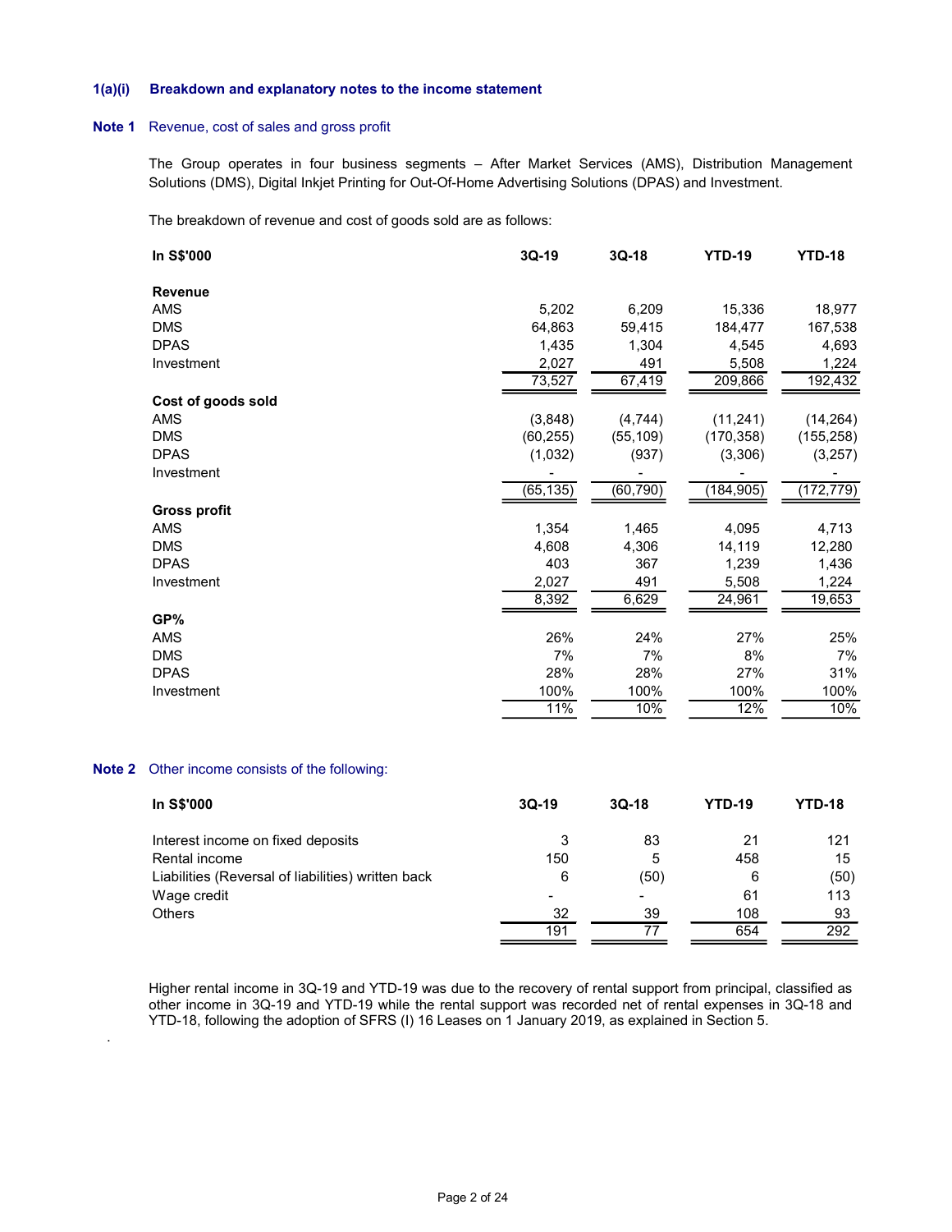## 1(a)(i) Breakdown and explanatory notes to the income statement

### Note 1 Revenue, cost of sales and gross profit

The Group operates in four business segments – After Market Services (AMS), Distribution Management Solutions (DMS), Digital Inkjet Printing for Out-Of-Home Advertising Solutions (DPAS) and Investment.

The breakdown of revenue and cost of goods sold are as follows:

| In S$'000 | 3Q-19 | 3Q-18 | YTD-19 | YTD-18 |
|---|---|---|---|---|
| **Revenue** | | | | |
| AMS | 5,202 | 6,209 | 15,336 | 18,977 |
| DMS | 64,863 | 59,415 | 184,477 | 167,538 |
| DPAS | 1,435 | 1,304 | 4,545 | 4,693 |
| Investment | 2,027 | 491 | 5,508 | 1,224 |
| | 73,527 | 67,419 | 209,866 | 192,432 |
| **Cost of goods sold** | | | | |
| AMS | (3,848) | (4,744) | (11,241) | (14,264) |
| DMS | (60,255) | (55,109) | (170,358) | (155,258) |
| DPAS | (1,032) | (937) | (3,306) | (3,257) |
| Investment | - | - | - | - |
| | (65,135) | (60,790) | (184,905) | (172,779) |
| **Gross profit** | | | | |
| AMS | 1,354 | 1,465 | 4,095 | 4,713 |
| DMS | 4,608 | 4,306 | 14,119 | 12,280 |
| DPAS | 403 | 367 | 1,239 | 1,436 |
| Investment | 2,027 | 491 | 5,508 | 1,224 |
| | 8,392 | 6,629 | 24,961 | 19,653 |
| **GP%** | | | | |
| AMS | 26% | 24% | 27% | 25% |
| DMS | 7% | 7% | 8% | 7% |
| DPAS | 28% | 28% | 27% | 31% |
| Investment | 100% | 100% | 100% | 100% |
| | 11% | 10% | 12% | 10% |

### Note 2 Other income consists of the following:

| In S$'000 | 3Q-19 | 3Q-18 | YTD-19 | YTD-18 |
|---|---|---|---|---|
| Interest income on fixed deposits | 3 | 83 | 21 | 121 |
| Rental income | 150 | 5 | 458 | 15 |
| Liabilities (Reversal of liabilities) written back | 6 | (50) | 6 | (50) |
| Wage credit | - | - | 61 | 113 |
| Others | 32 | 39 | 108 | 93 |
| | 191 | 77 | 654 | 292 |

Higher rental income in 3Q-19 and YTD-19 was due to the recovery of rental support from principal, classified as other income in 3Q-19 and YTD-19 while the rental support was recorded net of rental expenses in 3Q-18 and YTD-18, following the adoption of SFRS (I) 16 Leases on 1 January 2019, as explained in Section 5.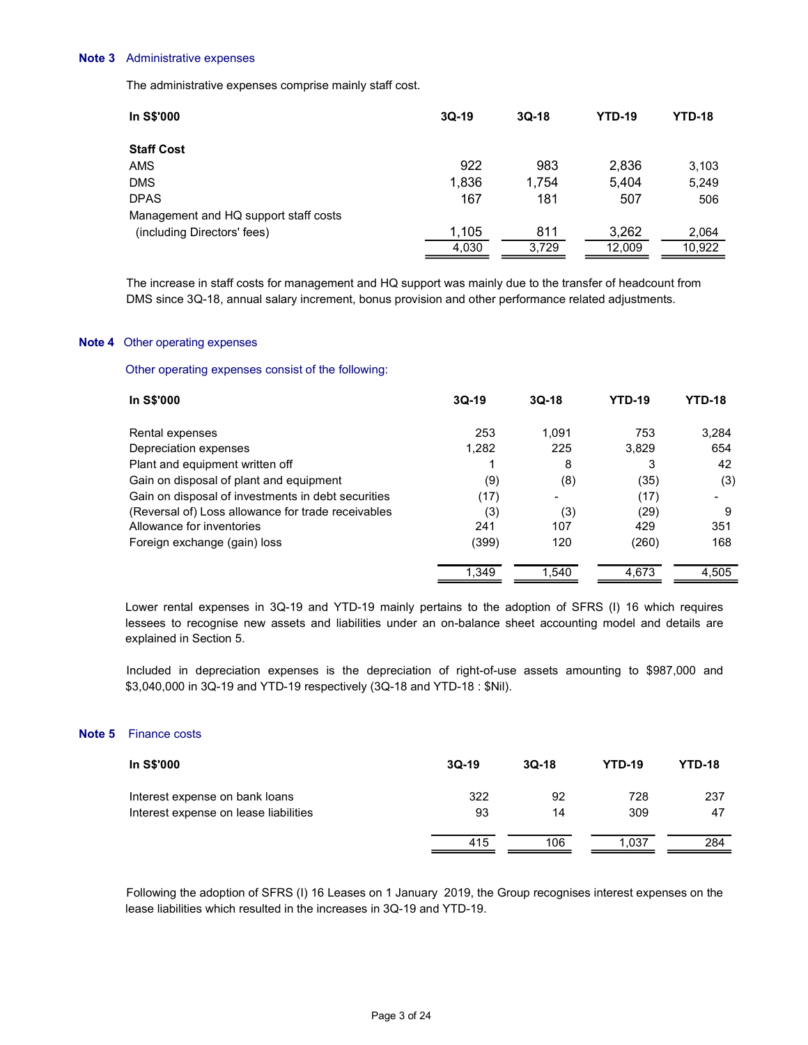**Note 3** Administrative expenses

The administrative expenses comprise mainly staff cost.

| In S$'000 | 3Q-19 | 3Q-18 | YTD-19 | YTD-18 |
|---|---|---|---|---|
| **Staff Cost** | | | | |
| AMS | 922 | 983 | 2,836 | 3,103 |
| DMS | 1,836 | 1,754 | 5,404 | 5,249 |
| DPAS | 167 | 181 | 507 | 506 |
| Management and HQ support staff costs (including Directors' fees) | 1,105 | 811 | 3,262 | 2,064 |
| | 4,030 | 3,729 | 12,009 | 10,922 |

The increase in staff costs for management and HQ support was mainly due to the transfer of headcount from DMS since 3Q-18, annual salary increment, bonus provision and other performance related adjustments.

**Note 4** Other operating expenses

Other operating expenses consist of the following:

| In S$'000 | 3Q-19 | 3Q-18 | YTD-19 | YTD-18 |
|---|---|---|---|---|
| Rental expenses | 253 | 1,091 | 753 | 3,284 |
| Depreciation expenses | 1,282 | 225 | 3,829 | 654 |
| Plant and equipment written off | 1 | 8 | 3 | 42 |
| Gain on disposal of plant and equipment | (9) | (8) | (35) | (3) |
| Gain on disposal of investments in debt securities | (17) | - | (17) | - |
| (Reversal of) Loss allowance for trade receivables | (3) | (3) | (29) | 9 |
| Allowance for inventories | 241 | 107 | 429 | 351 |
| Foreign exchange (gain) loss | (399) | 120 | (260) | 168 |
| | 1,349 | 1,540 | 4,673 | 4,505 |

Lower rental expenses in 3Q-19 and YTD-19 mainly pertains to the adoption of SFRS (I) 16 which requires lessees to recognise new assets and liabilities under an on-balance sheet accounting model and details are explained in Section 5.

Included in depreciation expenses is the depreciation of right-of-use assets amounting to $987,000 and $3,040,000 in 3Q-19 and YTD-19 respectively (3Q-18 and YTD-18 : $Nil).

**Note 5** Finance costs

| In S$'000 | 3Q-19 | 3Q-18 | YTD-19 | YTD-18 |
|---|---|---|---|---|
| Interest expense on bank loans | 322 | 92 | 728 | 237 |
| Interest expense on lease liabilities | 93 | 14 | 309 | 47 |
| | 415 | 106 | 1,037 | 284 |

Following the adoption of SFRS (I) 16 Leases on 1 January 2019, the Group recognises interest expenses on the lease liabilities which resulted in the increases in 3Q-19 and YTD-19.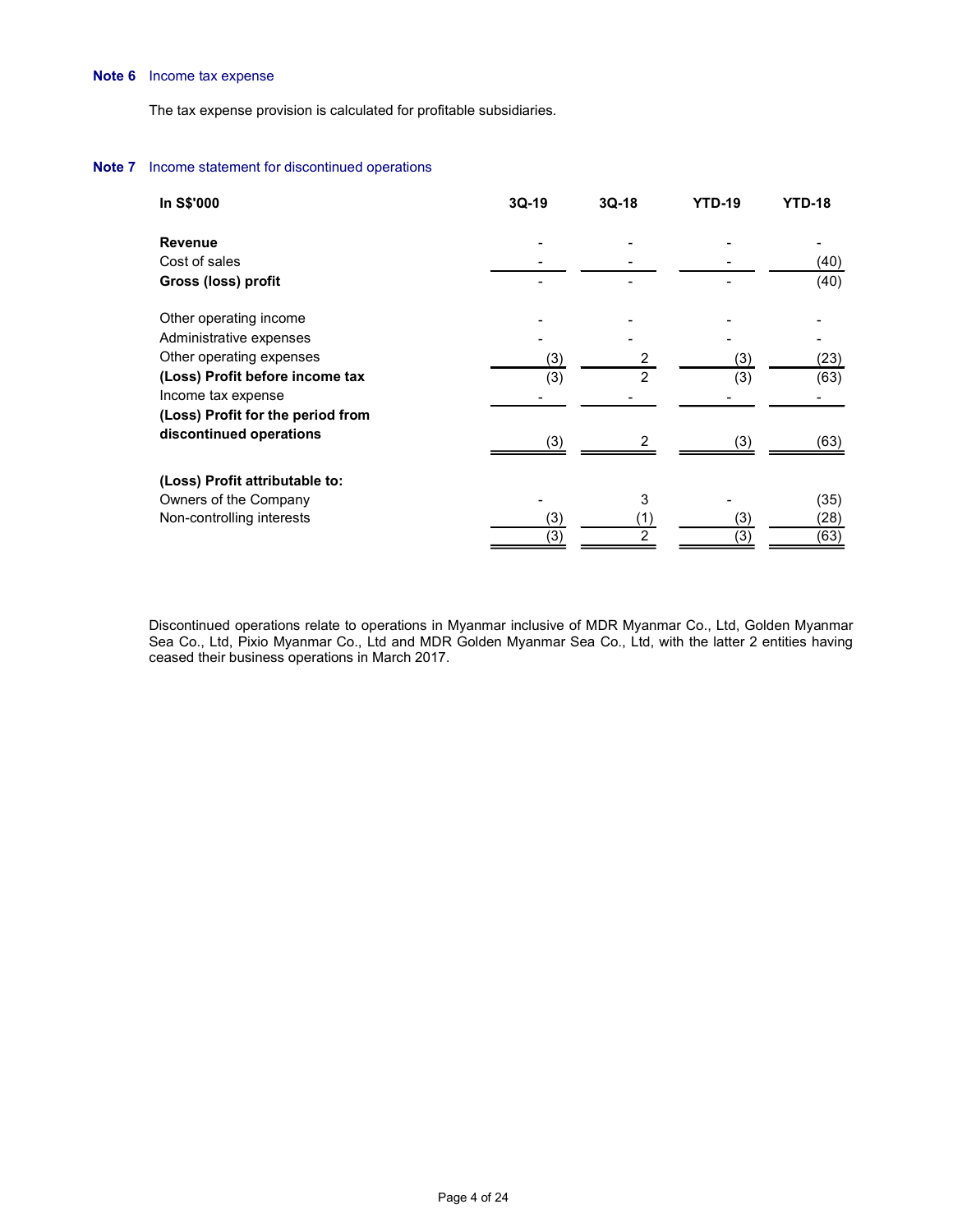**Note 6** Income tax expense

The tax expense provision is calculated for profitable subsidiaries.

**Note 7** Income statement for discontinued operations

| In S$'000 | 3Q-19 | 3Q-18 | YTD-19 | YTD-18 |
|---|---|---|---|---|
| **Revenue** | - | - | - | - |
| Cost of sales | - | - | - | (40) |
| **Gross (loss) profit** | - | - | - | (40) |
| | | | | |
| Other operating income | - | - | - | - |
| Administrative expenses | - | - | - | - |
| Other operating expenses | (3) | 2 | (3) | (23) |
| **(Loss) Profit before income tax** | (3) | 2 | (3) | (63) |
| Income tax expense | - | - | - | - |
| **(Loss) Profit for the period from discontinued operations** | (3) | 2 | (3) | (63) |
| | | | | |
| **(Loss) Profit attributable to:** | | | | |
| Owners of the Company | - | 3 | - | (35) |
| Non-controlling interests | (3) | (1) | (3) | (28) |
| | (3) | 2 | (3) | (63) |

Discontinued operations relate to operations in Myanmar inclusive of MDR Myanmar Co., Ltd, Golden Myanmar Sea Co., Ltd, Pixio Myanmar Co., Ltd and MDR Golden Myanmar Sea Co., Ltd, with the latter 2 entities having ceased their business operations in March 2017.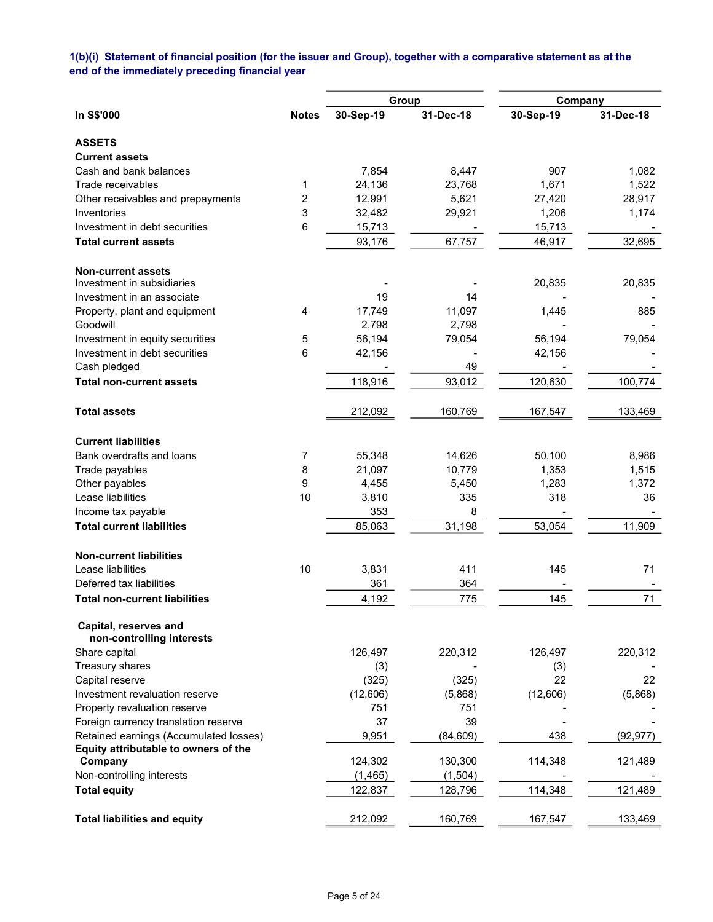**1(b)(i) Statement of financial position (for the issuer and Group), together with a comparative statement as at the end of the immediately preceding financial year**

| In S$'000 | Notes | Group | | Company | |
|---|---|---|---|---|---|
| | | 30-Sep-19 | 31-Dec-18 | 30-Sep-19 | 31-Dec-18 |
| **ASSETS** | | | | | |
| **Current assets** | | | | | |
| Cash and bank balances | | 7,854 | 8,447 | 907 | 1,082 |
| Trade receivables | 1 | 24,136 | 23,768 | 1,671 | 1,522 |
| Other receivables and prepayments | 2 | 12,991 | 5,621 | 27,420 | 28,917 |
| Inventories | 3 | 32,482 | 29,921 | 1,206 | 1,174 |
| Investment in debt securities | 6 | 15,713 | - | 15,713 | - |
| **Total current assets** | | 93,176 | 67,757 | 46,917 | 32,695 |
| **Non-current assets** | | | | | |
| Investment in subsidiaries | | - | - | 20,835 | 20,835 |
| Investment in an associate | | 19 | 14 | - | - |
| Property, plant and equipment | 4 | 17,749 | 11,097 | 1,445 | 885 |
| Goodwill | | 2,798 | 2,798 | - | - |
| Investment in equity securities | 5 | 56,194 | 79,054 | 56,194 | 79,054 |
| Investment in debt securities | 6 | 42,156 | - | 42,156 | - |
| Cash pledged | | - | 49 | - | - |
| **Total non-current assets** | | 118,916 | 93,012 | 120,630 | 100,774 |
| **Total assets** | | 212,092 | 160,769 | 167,547 | 133,469 |
| **Current liabilities** | | | | | |
| Bank overdrafts and loans | 7 | 55,348 | 14,626 | 50,100 | 8,986 |
| Trade payables | 8 | 21,097 | 10,779 | 1,353 | 1,515 |
| Other payables | 9 | 4,455 | 5,450 | 1,283 | 1,372 |
| Lease liabilities | 10 | 3,810 | 335 | 318 | 36 |
| Income tax payable | | 353 | 8 | - | - |
| **Total current liabilities** | | 85,063 | 31,198 | 53,054 | 11,909 |
| **Non-current liabilities** | | | | | |
| Lease liabilities | 10 | 3,831 | 411 | 145 | 71 |
| Deferred tax liabilities | | 361 | 364 | - | - |
| **Total non-current liabilities** | | 4,192 | 775 | 145 | 71 |
| **Capital, reserves and non-controlling interests** | | | | | |
| Share capital | | 126,497 | 220,312 | 126,497 | 220,312 |
| Treasury shares | | (3) | - | (3) | - |
| Capital reserve | | (325) | (325) | 22 | 22 |
| Investment revaluation reserve | | (12,606) | (5,868) | (12,606) | (5,868) |
| Property revaluation reserve | | 751 | 751 | - | - |
| Foreign currency translation reserve | | 37 | 39 | - | - |
| Retained earnings (Accumulated losses) | | 9,951 | (84,609) | 438 | (92,977) |
| **Equity attributable to owners of the Company** | | 124,302 | 130,300 | 114,348 | 121,489 |
| Non-controlling interests | | (1,465) | (1,504) | - | - |
| **Total equity** | | 122,837 | 128,796 | 114,348 | 121,489 |
| **Total liabilities and equity** | | 212,092 | 160,769 | 167,547 | 133,469 |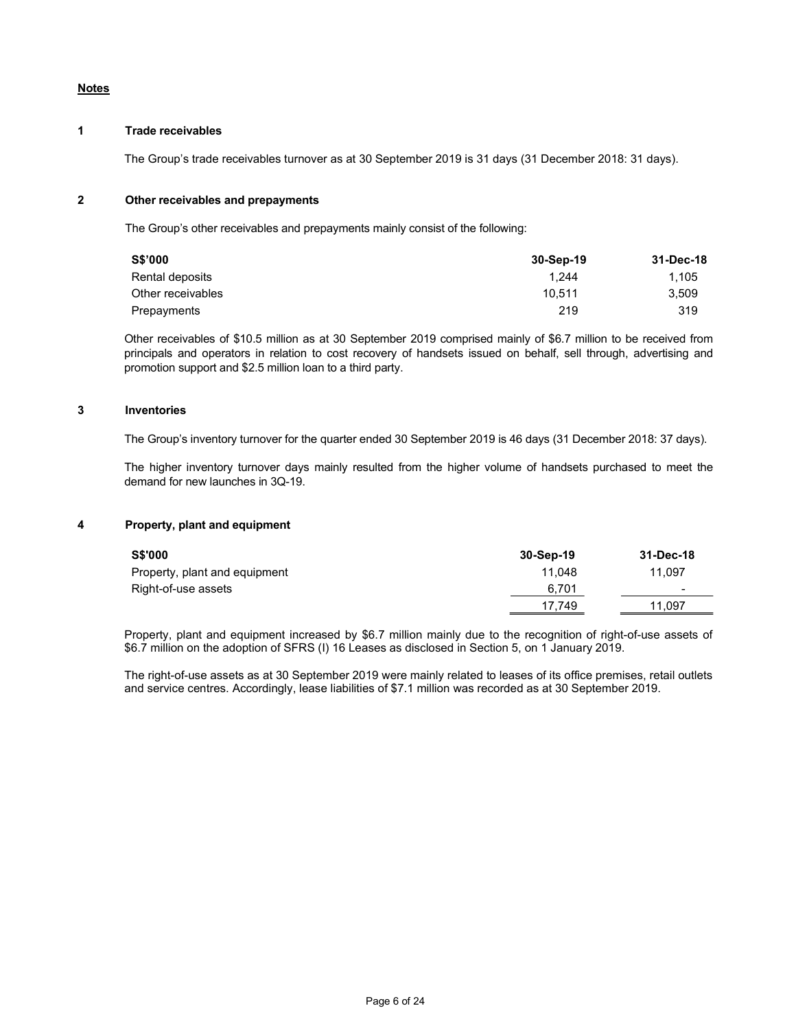**Notes**

**1 Trade receivables**

The Group's trade receivables turnover as at 30 September 2019 is 31 days (31 December 2018: 31 days).

**2 Other receivables and prepayments**

The Group's other receivables and prepayments mainly consist of the following:

| S$'000 | 30-Sep-19 | 31-Dec-18 |
|---|---|---|
| Rental deposits | 1,244 | 1,105 |
| Other receivables | 10,511 | 3,509 |
| Prepayments | 219 | 319 |

Other receivables of $10.5 million as at 30 September 2019 comprised mainly of $6.7 million to be received from principals and operators in relation to cost recovery of handsets issued on behalf, sell through, advertising and promotion support and $2.5 million loan to a third party.

**3 Inventories**

The Group's inventory turnover for the quarter ended 30 September 2019 is 46 days (31 December 2018: 37 days).

The higher inventory turnover days mainly resulted from the higher volume of handsets purchased to meet the demand for new launches in 3Q-19.

**4 Property, plant and equipment**

| S$'000 | 30-Sep-19 | 31-Dec-18 |
|---|---|---|
| Property, plant and equipment | 11,048 | 11,097 |
| Right-of-use assets | 6,701 | - |
| | 17,749 | 11,097 |

Property, plant and equipment increased by $6.7 million mainly due to the recognition of right-of-use assets of $6.7 million on the adoption of SFRS (I) 16 Leases as disclosed in Section 5, on 1 January 2019.

The right-of-use assets as at 30 September 2019 were mainly related to leases of its office premises, retail outlets and service centres. Accordingly, lease liabilities of $7.1 million was recorded as at 30 September 2019.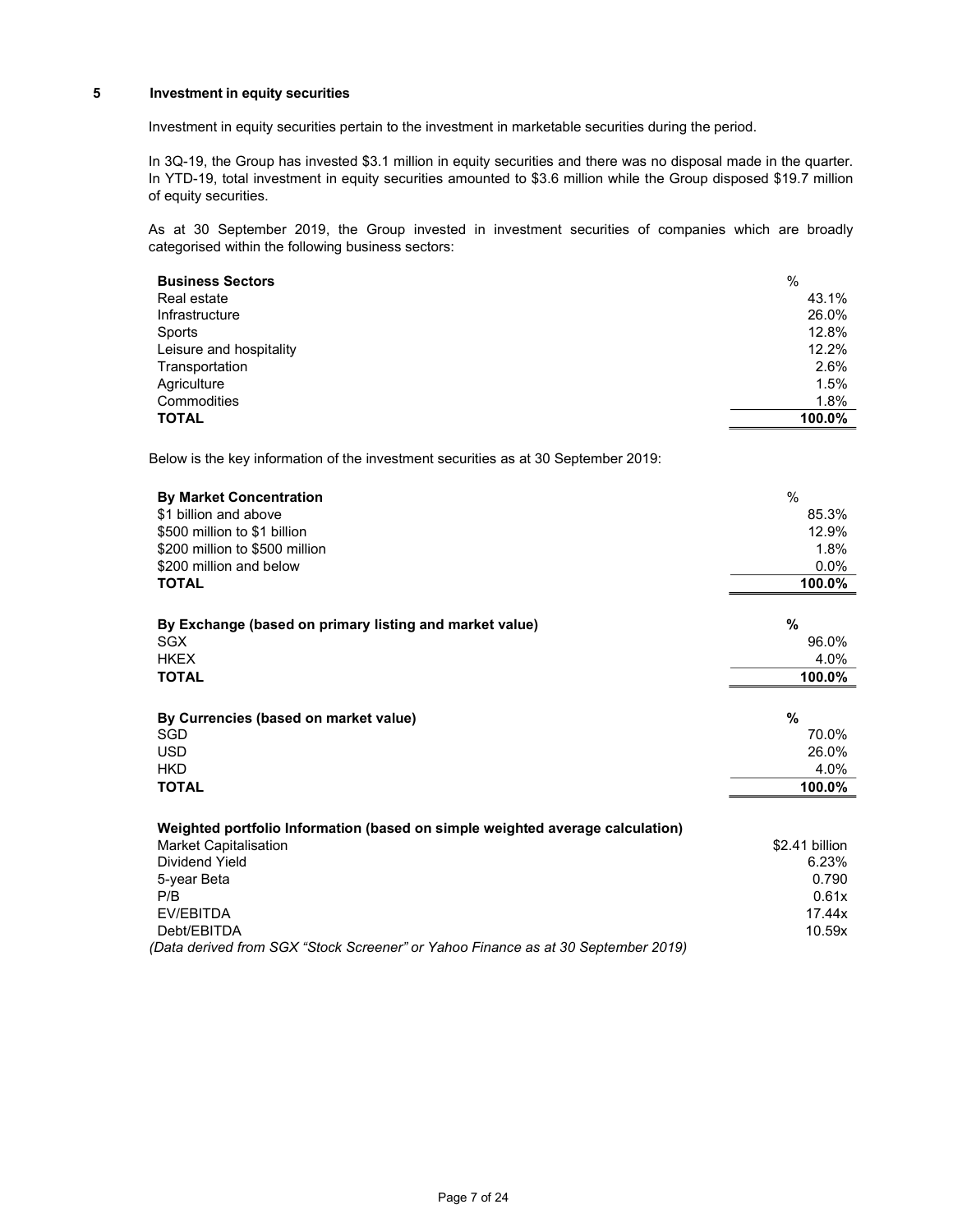## 5 Investment in equity securities

Investment in equity securities pertain to the investment in marketable securities during the period.

In 3Q-19, the Group has invested $3.1 million in equity securities and there was no disposal made in the quarter. In YTD-19, total investment in equity securities amounted to $3.6 million while the Group disposed $19.7 million of equity securities.

As at 30 September 2019, the Group invested in investment securities of companies which are broadly categorised within the following business sectors:

| **Business Sectors** | % |
|---|---|
| Real estate | 43.1% |
| Infrastructure | 26.0% |
| Sports | 12.8% |
| Leisure and hospitality | 12.2% |
| Transportation | 2.6% |
| Agriculture | 1.5% |
| Commodities | 1.8% |
| **TOTAL** | **100.0%** |

Below is the key information of the investment securities as at 30 September 2019:

| **By Market Concentration** | % |
|---|---|
| $1 billion and above | 85.3% |
| $500 million to $1 billion | 12.9% |
| $200 million to $500 million | 1.8% |
| $200 million and below | 0.0% |
| **TOTAL** | **100.0%** |

| **By Exchange (based on primary listing and market value)** | **%** |
|---|---|
| SGX | 96.0% |
| HKEX | 4.0% |
| **TOTAL** | **100.0%** |

| **By Currencies (based on market value)** | **%** |
|---|---|
| SGD | 70.0% |
| USD | 26.0% |
| HKD | 4.0% |
| **TOTAL** | **100.0%** |

| **Weighted portfolio Information (based on simple weighted average calculation)** | |
|---|---|
| Market Capitalisation | $2.41 billion |
| Dividend Yield | 6.23% |
| 5-year Beta | 0.790 |
| P/B | 0.61x |
| EV/EBITDA | 17.44x |
| Debt/EBITDA | 10.59x |

*(Data derived from SGX "Stock Screener" or Yahoo Finance as at 30 September 2019)*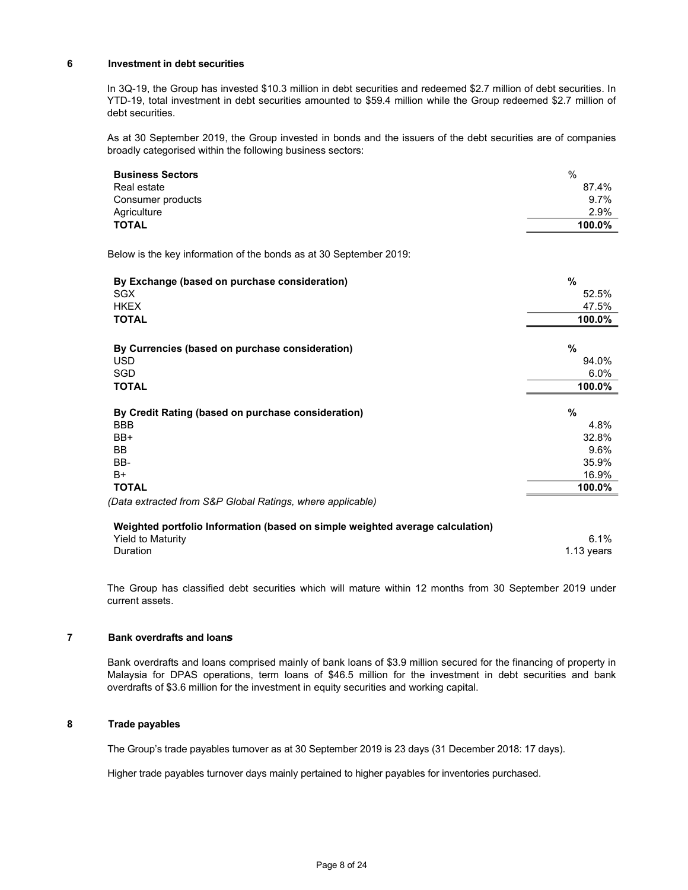## 6 Investment in debt securities

In 3Q-19, the Group has invested $10.3 million in debt securities and redeemed $2.7 million of debt securities. In YTD-19, total investment in debt securities amounted to $59.4 million while the Group redeemed $2.7 million of debt securities.

As at 30 September 2019, the Group invested in bonds and the issuers of the debt securities are of companies broadly categorised within the following business sectors:

| **Business Sectors** | % |
|---|---|
| Real estate | 87.4% |
| Consumer products | 9.7% |
| Agriculture | 2.9% |
| **TOTAL** | **100.0%** |

Below is the key information of the bonds as at 30 September 2019:

| **By Exchange (based on purchase consideration)** | **%** |
|---|---|
| SGX | 52.5% |
| HKEX | 47.5% |
| **TOTAL** | **100.0%** |

| **By Currencies (based on purchase consideration)** | **%** |
|---|---|
| USD | 94.0% |
| SGD | 6.0% |
| **TOTAL** | **100.0%** |

| **By Credit Rating (based on purchase consideration)** | **%** |
|---|---|
| BBB | 4.8% |
| BB+ | 32.8% |
| BB | 9.6% |
| BB- | 35.9% |
| B+ | 16.9% |
| **TOTAL** | **100.0%** |

*(Data extracted from S&P Global Ratings, where applicable)*

| **Weighted portfolio Information (based on simple weighted average calculation)** | |
|---|---|
| Yield to Maturity | 6.1% |
| Duration | 1.13 years |

The Group has classified debt securities which will mature within 12 months from 30 September 2019 under current assets.

## 7 Bank overdrafts and loans

Bank overdrafts and loans comprised mainly of bank loans of $3.9 million secured for the financing of property in Malaysia for DPAS operations, term loans of $46.5 million for the investment in debt securities and bank overdrafts of $3.6 million for the investment in equity securities and working capital.

## 8 Trade payables

The Group's trade payables turnover as at 30 September 2019 is 23 days (31 December 2018: 17 days).

Higher trade payables turnover days mainly pertained to higher payables for inventories purchased.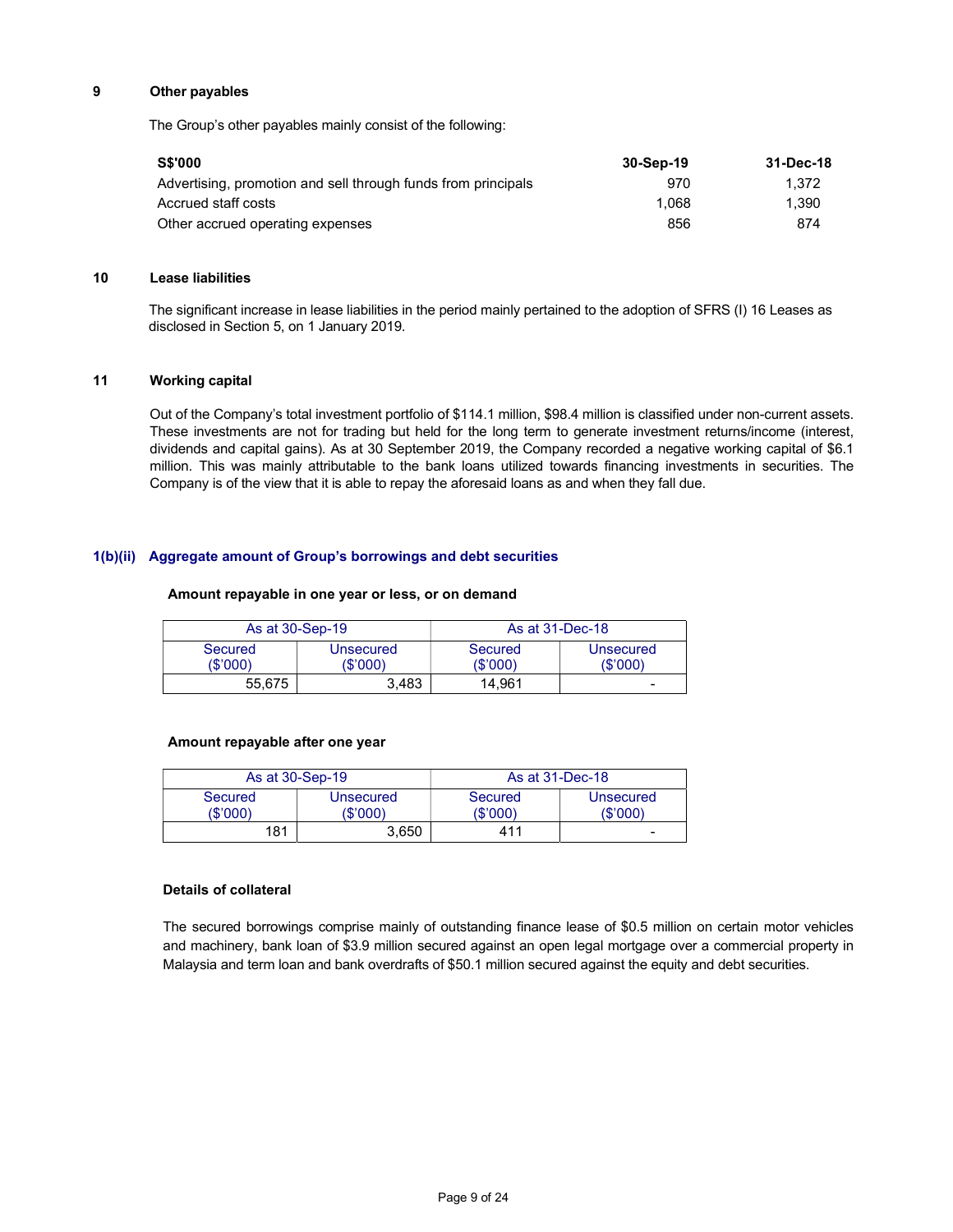## 9 Other payables

The Group's other payables mainly consist of the following:

| S$'000 | 30-Sep-19 | 31-Dec-18 |
|---|---|---|
| Advertising, promotion and sell through funds from principals | 970 | 1,372 |
| Accrued staff costs | 1,068 | 1,390 |
| Other accrued operating expenses | 856 | 874 |

## 10 Lease liabilities

The significant increase in lease liabilities in the period mainly pertained to the adoption of SFRS (I) 16 Leases as disclosed in Section 5, on 1 January 2019.

## 11 Working capital

Out of the Company's total investment portfolio of $114.1 million, $98.4 million is classified under non-current assets. These investments are not for trading but held for the long term to generate investment returns/income (interest, dividends and capital gains). As at 30 September 2019, the Company recorded a negative working capital of $6.1 million. This was mainly attributable to the bank loans utilized towards financing investments in securities. The Company is of the view that it is able to repay the aforesaid loans as and when they fall due.

## 1(b)(ii) Aggregate amount of Group's borrowings and debt securities

**Amount repayable in one year or less, or on demand**

| As at 30-Sep-19 | | As at 31-Dec-18 | |
|---|---|---|---|
| Secured ($'000) | Unsecured ($'000) | Secured ($'000) | Unsecured ($'000) |
| 55,675 | 3,483 | 14,961 | - |

**Amount repayable after one year**

| As at 30-Sep-19 | | As at 31-Dec-18 | |
|---|---|---|---|
| Secured ($'000) | Unsecured ($'000) | Secured ($'000) | Unsecured ($'000) |
| 181 | 3,650 | 411 | - |

**Details of collateral**

The secured borrowings comprise mainly of outstanding finance lease of $0.5 million on certain motor vehicles and machinery, bank loan of $3.9 million secured against an open legal mortgage over a commercial property in Malaysia and term loan and bank overdrafts of $50.1 million secured against the equity and debt securities.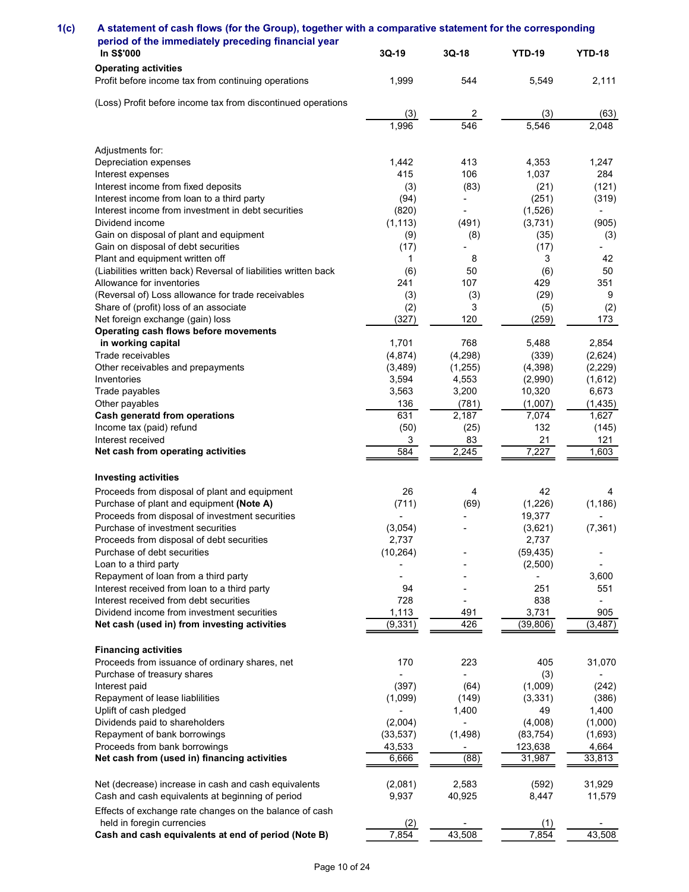## 1(c) A statement of cash flows (for the Group), together with a comparative statement for the corresponding period of the immediately preceding financial year

| In S$'000 | 3Q-19 | 3Q-18 | YTD-19 | YTD-18 |
|---|---|---|---|---|
| **Operating activities** | | | | |
| Profit before income tax from continuing operations | 1,999 | 544 | 5,549 | 2,111 |
| (Loss) Profit before income tax from discontinued operations | (3) | 2 | (3) | (63) |
| | 1,996 | 546 | 5,546 | 2,048 |
| Adjustments for: | | | | |
| Depreciation expenses | 1,442 | 413 | 4,353 | 1,247 |
| Interest expenses | 415 | 106 | 1,037 | 284 |
| Interest income from fixed deposits | (3) | (83) | (21) | (121) |
| Interest income from loan to a third party | (94) | - | (251) | (319) |
| Interest income from investment in debt securities | (820) | - | (1,526) | - |
| Dividend income | (1,113) | (491) | (3,731) | (905) |
| Gain on disposal of plant and equipment | (9) | (8) | (35) | (3) |
| Gain on disposal of debt securities | (17) | - | (17) | - |
| Plant and equipment written off | 1 | 8 | 3 | 42 |
| (Liabilities written back) Reversal of liabilities written back | (6) | 50 | (6) | 50 |
| Allowance for inventories | 241 | 107 | 429 | 351 |
| (Reversal of) Loss allowance for trade receivables | (3) | (3) | (29) | 9 |
| Share of (profit) loss of an associate | (2) | 3 | (5) | (2) |
| Net foreign exchange (gain) loss | (327) | 120 | (259) | 173 |
| **Operating cash flows before movements in working capital** | 1,701 | 768 | 5,488 | 2,854 |
| Trade receivables | (4,874) | (4,298) | (339) | (2,624) |
| Other receivables and prepayments | (3,489) | (1,255) | (4,398) | (2,229) |
| Inventories | 3,594 | 4,553 | (2,990) | (1,612) |
| Trade payables | 3,563 | 3,200 | 10,320 | 6,673 |
| Other payables | 136 | (781) | (1,007) | (1,435) |
| **Cash generatd from operations** | 631 | 2,187 | 7,074 | 1,627 |
| Income tax (paid) refund | (50) | (25) | 132 | (145) |
| Interest received | 3 | 83 | 21 | 121 |
| **Net cash from operating activities** | 584 | 2,245 | 7,227 | 1,603 |
| **Investing activities** | | | | |
| Proceeds from disposal of plant and equipment | 26 | 4 | 42 | 4 |
| Purchase of plant and equipment **(Note A)** | (711) | (69) | (1,226) | (1,186) |
| Proceeds from disposal of investment securities | - | - | 19,377 | - |
| Purchase of investment securities | (3,054) | - | (3,621) | (7,361) |
| Proceeds from disposal of debt securities | 2,737 | | 2,737 | |
| Purchase of debt securities | (10,264) | - | (59,435) | - |
| Loan to a third party | - | - | (2,500) | - |
| Repayment of loan from a third party | - | - | - | 3,600 |
| Interest received from loan to a third party | 94 | - | 251 | 551 |
| Interest received from debt securities | 728 | - | 838 | - |
| Dividend income from investment securities | 1,113 | 491 | 3,731 | 905 |
| **Net cash (used in) from investing activities** | (9,331) | 426 | (39,806) | (3,487) |
| **Financing activities** | | | | |
| Proceeds from issuance of ordinary shares, net | 170 | 223 | 405 | 31,070 |
| Purchase of treasury shares | - | - | (3) | - |
| Interest paid | (397) | (64) | (1,009) | (242) |
| Repayment of lease liablilities | (1,099) | (149) | (3,331) | (386) |
| Uplift of cash pledged | - | 1,400 | 49 | 1,400 |
| Dividends paid to shareholders | (2,004) | - | (4,008) | (1,000) |
| Repayment of bank borrowings | (33,537) | (1,498) | (83,754) | (1,693) |
| Proceeds from bank borrowings | 43,533 | - | 123,638 | 4,664 |
| **Net cash from (used in) financing activities** | 6,666 | (88) | 31,987 | 33,813 |
| Net (decrease) increase in cash and cash equivalents | (2,081) | 2,583 | (592) | 31,929 |
| Cash and cash equivalents at beginning of period | 9,937 | 40,925 | 8,447 | 11,579 |
| Effects of exchange rate changes on the balance of cash held in foregin currencies | (2) | - | (1) | - |
| **Cash and cash equivalents at end of period (Note B)** | 7,854 | 43,508 | 7,854 | 43,508 |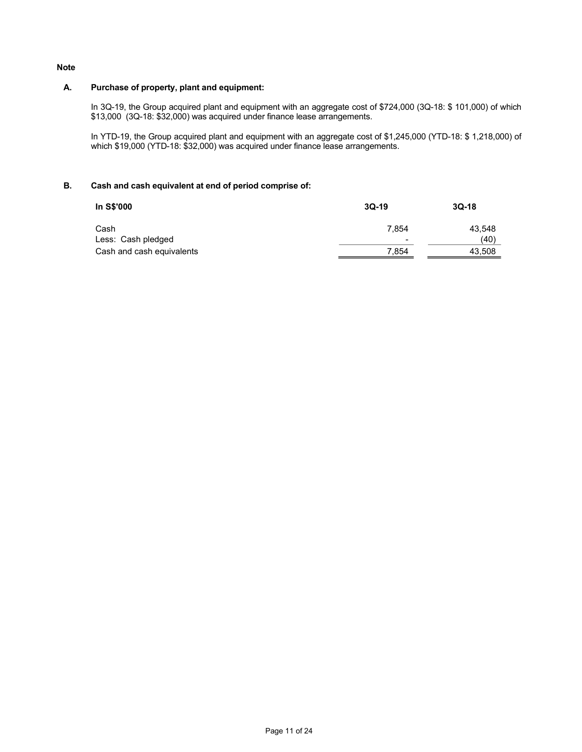**Note**

**A. Purchase of property, plant and equipment:**

In 3Q-19, the Group acquired plant and equipment with an aggregate cost of $724,000 (3Q-18: $ 101,000) of which $13,000 (3Q-18: $32,000) was acquired under finance lease arrangements.

In YTD-19, the Group acquired plant and equipment with an aggregate cost of $1,245,000 (YTD-18: $ 1,218,000) of which $19,000 (YTD-18: $32,000) was acquired under finance lease arrangements.

**B. Cash and cash equivalent at end of period comprise of:**

| In S$'000 | 3Q-19 | 3Q-18 |
|---|---|---|
| Cash | 7,854 | 43,548 |
| Less: Cash pledged | - | (40) |
| Cash and cash equivalents | 7,854 | 43,508 |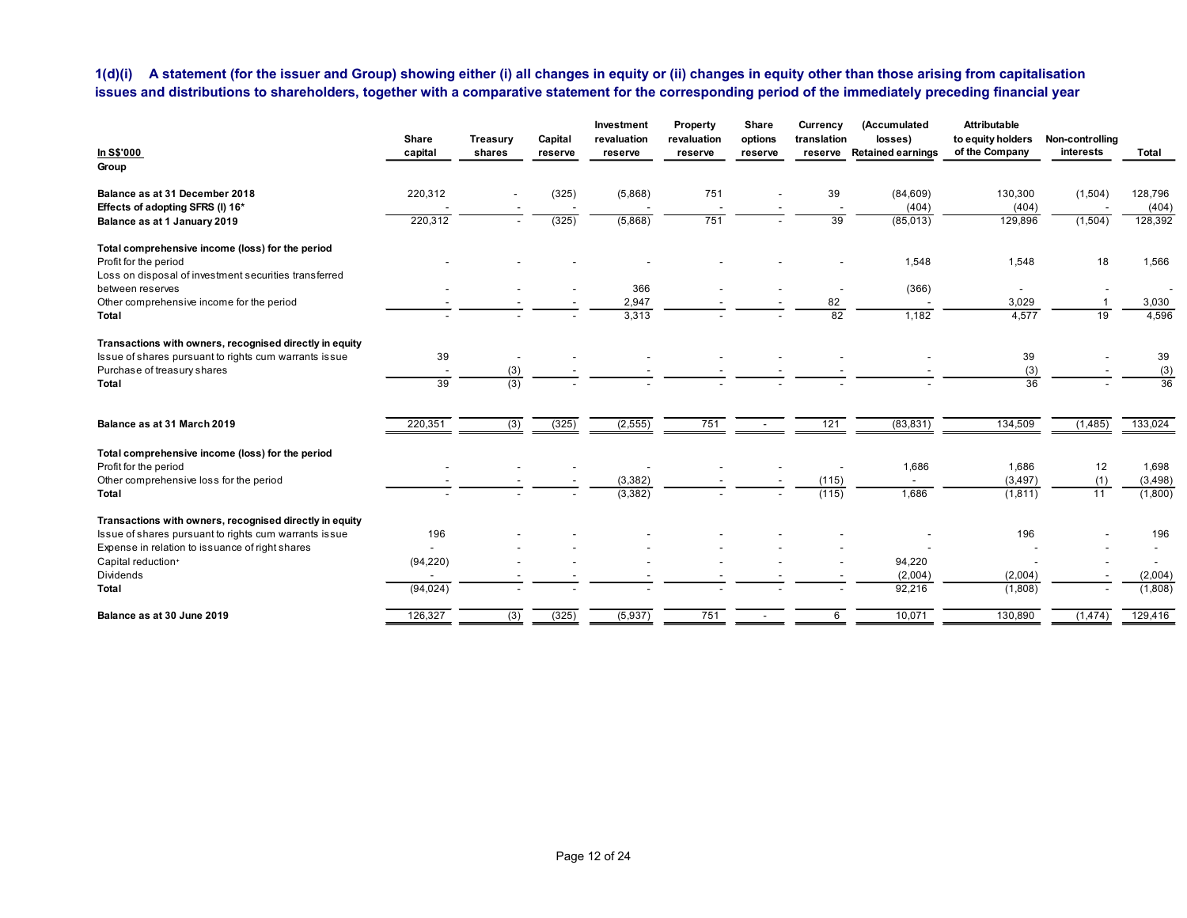**1(d)(i) A statement (for the issuer and Group) showing either (i) all changes in equity or (ii) changes in equity other than those arising from capitalisation issues and distributions to shareholders, together with a comparative statement for the corresponding period of the immediately preceding financial year**

| In S$'000 | Share capital | Treasury shares | Capital reserve | Investment revaluation reserve | Property revaluation reserve | Share options reserve | Currency translation reserve | (Accumulated losses) Retained earnings | Attributable to equity holders of the Company | Non-controlling interests | Total |
|---|---|---|---|---|---|---|---|---|---|---|---|
| **Group** | | | | | | | | | | | |
| **Balance as at 31 December 2018** | 220,312 | - | (325) | (5,868) | 751 | - | 39 | (84,609) | 130,300 | (1,504) | 128,796 |
| **Effects of adopting SFRS (I) 16*** | - | - | - | - | - | - | - | (404) | (404) | - | (404) |
| **Balance as at 1 January 2019** | 220,312 | - | (325) | (5,868) | 751 | - | 39 | (85,013) | 129,896 | (1,504) | 128,392 |
| **Total comprehensive income (loss) for the period** | | | | | | | | | | | |
| Profit for the period | - | - | - | - | - | - | - | 1,548 | 1,548 | 18 | 1,566 |
| Loss on disposal of investment securities transferred between reserves | - | - | - | 366 | - | - | - | (366) | - | - | - |
| Other comprehensive income for the period | - | - | - | 2,947 | - | - | 82 | - | 3,029 | 1 | 3,030 |
| **Total** | - | - | - | 3,313 | - | - | 82 | 1,182 | 4,577 | 19 | 4,596 |
| **Transactions with owners, recognised directly in equity** | | | | | | | | | | | |
| Issue of shares pursuant to rights cum warrants issue | 39 | - | - | - | - | - | - | - | 39 | - | 39 |
| Purchase of treasury shares | - | (3) | - | - | - | - | - | - | (3) | - | (3) |
| **Total** | 39 | (3) | - | - | - | - | - | - | 36 | - | 36 |
| **Balance as at 31 March 2019** | 220,351 | (3) | (325) | (2,555) | 751 | - | 121 | (83,831) | 134,509 | (1,485) | 133,024 |
| **Total comprehensive income (loss) for the period** | | | | | | | | | | | |
| Profit for the period | - | - | - | - | - | - | - | 1,686 | 1,686 | 12 | 1,698 |
| Other comprehensive loss for the period | - | - | - | (3,382) | - | - | (115) | - | (3,497) | (1) | (3,498) |
| **Total** | - | - | - | (3,382) | - | - | (115) | 1,686 | (1,811) | 11 | (1,800) |
| **Transactions with owners, recognised directly in equity** | | | | | | | | | | | |
| Issue of shares pursuant to rights cum warrants issue | 196 | - | - | - | - | - | - | - | 196 | - | 196 |
| Expense in relation to issuance of right shares | - | - | - | - | - | - | - | - | - | - | - |
| Capital reduction+ | (94,220) | - | - | - | - | - | - | 94,220 | - | - | - |
| Dividends | - | - | - | - | - | - | - | (2,004) | (2,004) | - | (2,004) |
| **Total** | (94,024) | - | - | - | - | - | - | 92,216 | (1,808) | - | (1,808) |
| **Balance as at 30 June 2019** | 126,327 | (3) | (325) | (5,937) | 751 | - | 6 | 10,071 | 130,890 | (1,474) | 129,416 |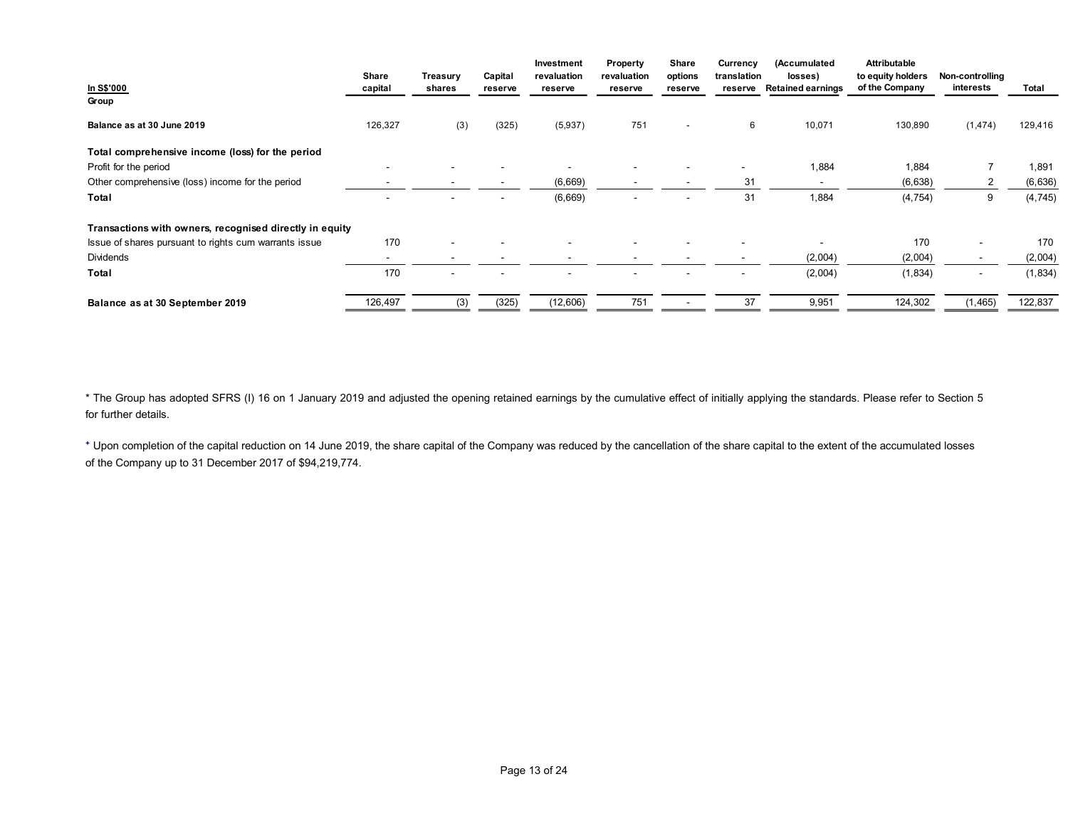| In S$'000 | Share capital | Treasury shares | Capital reserve | Investment revaluation reserve | Property revaluation reserve | Share options reserve | Currency translation reserve | (Accumulated losses) Retained earnings | Attributable to equity holders of the Company | Non-controlling interests | Total |
|---|---|---|---|---|---|---|---|---|---|---|---|
| **Group** | | | | | | | | | | | |
| **Balance as at 30 June 2019** | 126,327 | (3) | (325) | (5,937) | 751 | - | 6 | 10,071 | 130,890 | (1,474) | 129,416 |
| **Total comprehensive income (loss) for the period** | | | | | | | | | | | |
| Profit for the period | - | - | - | - | - | - | - | 1,884 | 1,884 | 7 | 1,891 |
| Other comprehensive (loss) income for the period | - | - | - | (6,669) | - | - | 31 | - | (6,638) | 2 | (6,636) |
| **Total** | - | - | - | (6,669) | - | - | 31 | 1,884 | (4,754) | 9 | (4,745) |
| **Transactions with owners, recognised directly in equity** | | | | | | | | | | | |
| Issue of shares pursuant to rights cum warrants issue | 170 | - | - | - | - | - | - | - | 170 | - | 170 |
| Dividends | - | - | - | - | - | - | - | (2,004) | (2,004) | - | (2,004) |
| **Total** | 170 | - | - | - | - | - | - | (2,004) | (1,834) | - | (1,834) |
| **Balance as at 30 September 2019** | 126,497 | (3) | (325) | (12,606) | 751 | - | 37 | 9,951 | 124,302 | (1,465) | 122,837 |

* The Group has adopted SFRS (I) 16 on 1 January 2019 and adjusted the opening retained earnings by the cumulative effect of initially applying the standards. Please refer to Section 5 for further details.

+ Upon completion of the capital reduction on 14 June 2019, the share capital of the Company was reduced by the cancellation of the share capital to the extent of the accumulated losses of the Company up to 31 December 2017 of $94,219,774.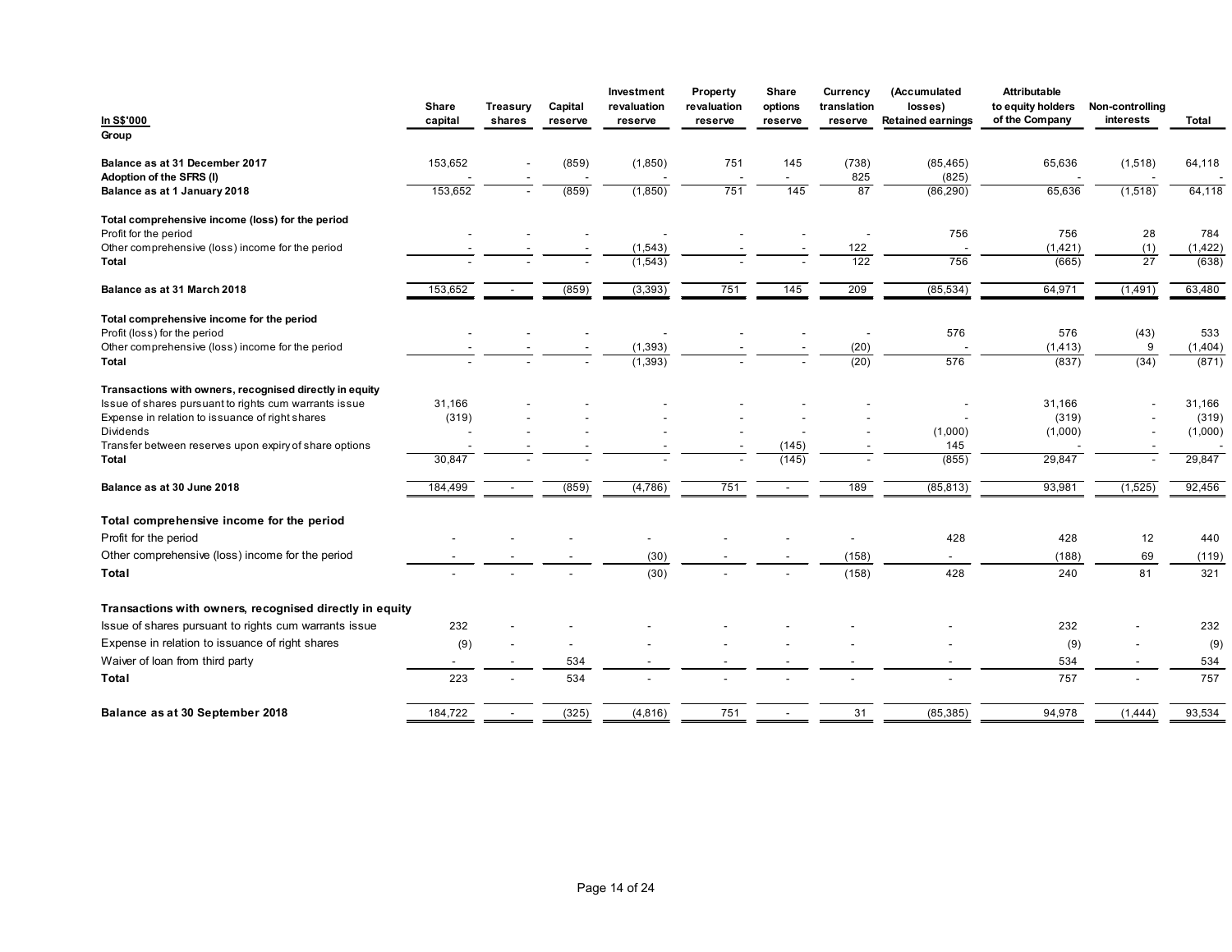| In S$'000 | Share capital | Treasury shares | Capital reserve | Investment revaluation reserve | Property revaluation reserve | Share options reserve | Currency translation reserve | (Accumulated losses) Retained earnings | Attributable to equity holders of the Company | Non-controlling interests | Total |
|---|---|---|---|---|---|---|---|---|---|---|---|
| **Group** | | | | | | | | | | | |
| **Balance as at 31 December 2017** | 153,652 | - | (859) | (1,850) | 751 | 145 | (738) | (85,465) | 65,636 | (1,518) | 64,118 |
| **Adoption of the SFRS (I)** | - | - | - | - | - | - | 825 | (825) | - | - | - |
| **Balance as at 1 January 2018** | 153,652 | - | (859) | (1,850) | 751 | 145 | 87 | (86,290) | 65,636 | (1,518) | 64,118 |
| **Total comprehensive income (loss) for the period** | | | | | | | | | | | |
| Profit for the period | - | - | - | - | - | - | - | 756 | 756 | 28 | 784 |
| Other comprehensive (loss) income for the period | - | - | - | (1,543) | - | - | 122 | - | (1,421) | (1) | (1,422) |
| **Total** | - | - | - | (1,543) | - | - | 122 | 756 | (665) | 27 | (638) |
| **Balance as at 31 March 2018** | 153,652 | - | (859) | (3,393) | 751 | 145 | 209 | (85,534) | 64,971 | (1,491) | 63,480 |
| **Total comprehensive income for the period** | | | | | | | | | | | |
| Profit (loss) for the period | - | - | - | - | - | - | - | 576 | 576 | (43) | 533 |
| Other comprehensive (loss) income for the period | - | - | - | (1,393) | - | - | (20) | - | (1,413) | 9 | (1,404) |
| **Total** | - | - | - | (1,393) | - | - | (20) | 576 | (837) | (34) | (871) |
| **Transactions with owners, recognised directly in equity** | | | | | | | | | | | |
| Issue of shares pursuant to rights cum warrants issue | 31,166 | - | - | - | - | - | - | - | 31,166 | - | 31,166 |
| Expense in relation to issuance of right shares | (319) | - | - | - | - | - | - | - | (319) | - | (319) |
| Dividends | - | - | - | - | - | - | - | (1,000) | (1,000) | - | (1,000) |
| Transfer between reserves upon expiry of share options | - | - | - | - | - | (145) | - | 145 | - | - | - |
| **Total** | 30,847 | - | - | - | - | (145) | - | (855) | 29,847 | - | 29,847 |
| **Balance as at 30 June 2018** | 184,499 | - | (859) | (4,786) | 751 | - | 189 | (85,813) | 93,981 | (1,525) | 92,456 |
| **Total comprehensive income for the period** | | | | | | | | | | | |
| Profit for the period | - | - | - | - | - | - | - | 428 | 428 | 12 | 440 |
| Other comprehensive (loss) income for the period | - | - | - | (30) | - | - | (158) | - | (188) | 69 | (119) |
| **Total** | - | - | - | (30) | - | - | (158) | 428 | 240 | 81 | 321 |
| **Transactions with owners, recognised directly in equity** | | | | | | | | | | | |
| Issue of shares pursuant to rights cum warrants issue | 232 | - | - | - | - | - | - | - | 232 | - | 232 |
| Expense in relation to issuance of right shares | (9) | - | - | - | - | - | - | - | (9) | - | (9) |
| Waiver of loan from third party | - | - | 534 | - | - | - | - | - | 534 | - | 534 |
| **Total** | 223 | - | 534 | - | - | - | - | - | 757 | - | 757 |
| **Balance as at 30 September 2018** | 184,722 | - | (325) | (4,816) | 751 | - | 31 | (85,385) | 94,978 | (1,444) | 93,534 |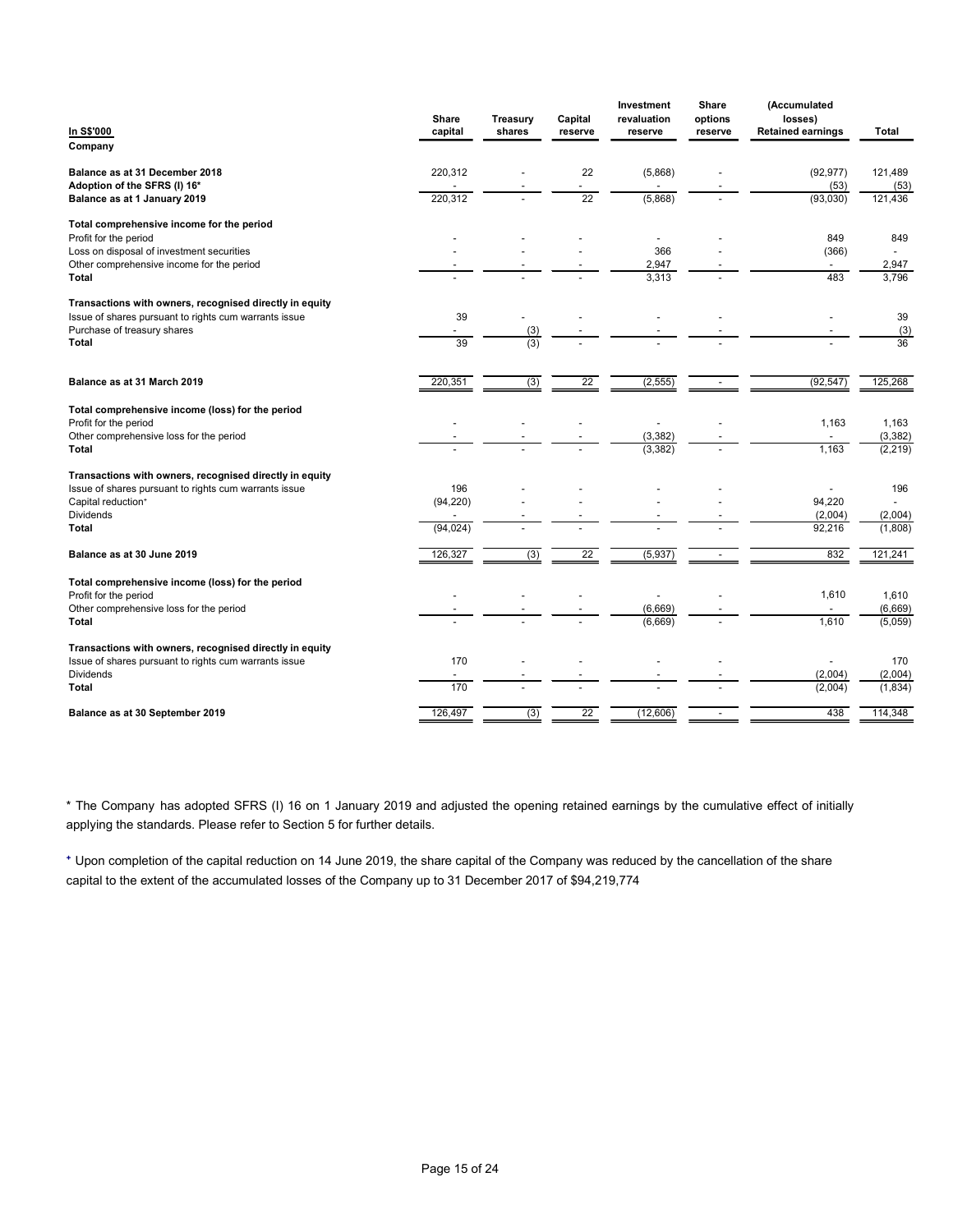| In S$'000 | Share capital | Treasury shares | Capital reserve | Investment revaluation reserve | Share options reserve | (Accumulated losses) Retained earnings | Total |
|---|---|---|---|---|---|---|---|
| **Company** | | | | | | | |
| **Balance as at 31 December 2018** | 220,312 | - | 22 | (5,868) | - | (92,977) | 121,489 |
| **Adoption of the SFRS (I) 16*** | - | - | - | - | - | (53) | (53) |
| **Balance as at 1 January 2019** | 220,312 | - | 22 | (5,868) | - | (93,030) | 121,436 |
| **Total comprehensive income for the period** | | | | | | | |
| Profit for the period | - | - | - | - | - | 849 | 849 |
| Loss on disposal of investment securities | - | - | - | 366 | - | (366) | - |
| Other comprehensive income for the period | - | - | - | 2,947 | - | - | 2,947 |
| **Total** | - | - | - | 3,313 | - | 483 | 3,796 |
| **Transactions with owners, recognised directly in equity** | | | | | | | |
| Issue of shares pursuant to rights cum warrants issue | 39 | - | - | - | - | - | 39 |
| Purchase of treasury shares | - | (3) | - | - | - | - | (3) |
| **Total** | 39 | (3) | - | - | - | - | 36 |
| **Balance as at 31 March 2019** | 220,351 | (3) | 22 | (2,555) | - | (92,547) | 125,268 |
| **Total comprehensive income (loss) for the period** | | | | | | | |
| Profit for the period | - | - | - | - | - | 1,163 | 1,163 |
| Other comprehensive loss for the period | - | - | - | (3,382) | - | - | (3,382) |
| **Total** | - | - | - | (3,382) | - | 1,163 | (2,219) |
| **Transactions with owners, recognised directly in equity** | | | | | | | |
| Issue of shares pursuant to rights cum warrants issue | 196 | - | - | - | - | - | 196 |
| Capital reduction⁺ | (94,220) | - | - | - | - | 94,220 | - |
| Dividends | - | - | - | - | - | (2,004) | (2,004) |
| **Total** | (94,024) | - | - | - | - | 92,216 | (1,808) |
| **Balance as at 30 June 2019** | 126,327 | (3) | 22 | (5,937) | - | 832 | 121,241 |
| **Total comprehensive income (loss) for the period** | | | | | | | |
| Profit for the period | - | - | - | - | - | 1,610 | 1,610 |
| Other comprehensive loss for the period | - | - | - | (6,669) | - | - | (6,669) |
| **Total** | - | - | - | (6,669) | - | 1,610 | (5,059) |
| **Transactions with owners, recognised directly in equity** | | | | | | | |
| Issue of shares pursuant to rights cum warrants issue | 170 | - | - | - | - | - | 170 |
| Dividends | - | - | - | - | - | (2,004) | (2,004) |
| **Total** | 170 | - | - | - | - | (2,004) | (1,834) |
| **Balance as at 30 September 2019** | 126,497 | (3) | 22 | (12,606) | - | 438 | 114,348 |

* The Company has adopted SFRS (I) 16 on 1 January 2019 and adjusted the opening retained earnings by the cumulative effect of initially applying the standards. Please refer to Section 5 for further details.

⁺ Upon completion of the capital reduction on 14 June 2019, the share capital of the Company was reduced by the cancellation of the share capital to the extent of the accumulated losses of the Company up to 31 December 2017 of $94,219,774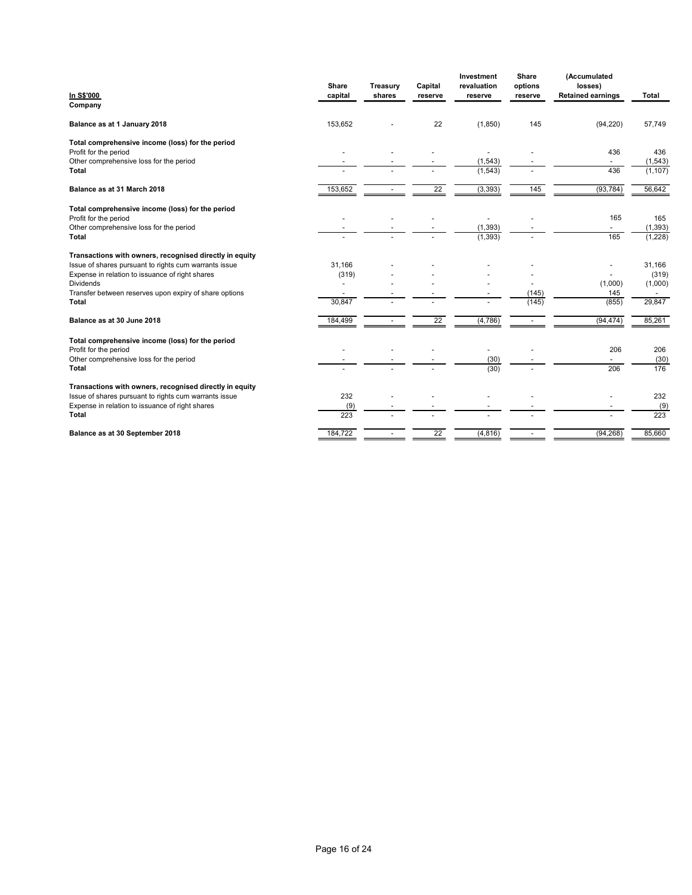| In S$'000 | Share capital | Treasury shares | Capital reserve | Investment revaluation reserve | Share options reserve | (Accumulated losses) Retained earnings | Total |
|---|---|---|---|---|---|---|---|
| **Company** | | | | | | | |
| **Balance as at 1 January 2018** | 153,652 | - | 22 | (1,850) | 145 | (94,220) | 57,749 |
| **Total comprehensive income (loss) for the period** | | | | | | | |
| Profit for the period | - | - | - | - | - | 436 | 436 |
| Other comprehensive loss for the period | - | - | - | (1,543) | - | - | (1,543) |
| **Total** | - | - | - | (1,543) | - | 436 | (1,107) |
| **Balance as at 31 March 2018** | 153,652 | - | 22 | (3,393) | 145 | (93,784) | 56,642 |
| **Total comprehensive income (loss) for the period** | | | | | | | |
| Profit for the period | - | - | - | - | - | 165 | 165 |
| Other comprehensive loss for the period | - | - | - | (1,393) | - | - | (1,393) |
| **Total** | - | - | - | (1,393) | - | 165 | (1,228) |
| **Transactions with owners, recognised directly in equity** | | | | | | | |
| Issue of shares pursuant to rights cum warrants issue | 31,166 | - | - | - | - | - | 31,166 |
| Expense in relation to issuance of right shares | (319) | - | - | - | - | - | (319) |
| Dividends | - | - | - | - | - | (1,000) | (1,000) |
| Transfer between reserves upon expiry of share options | - | - | - | - | (145) | 145 | - |
| **Total** | 30,847 | - | - | - | (145) | (855) | 29,847 |
| **Balance as at 30 June 2018** | 184,499 | - | 22 | (4,786) | - | (94,474) | 85,261 |
| **Total comprehensive income (loss) for the period** | | | | | | | |
| Profit for the period | - | - | - | - | - | 206 | 206 |
| Other comprehensive loss for the period | - | - | - | (30) | - | - | (30) |
| **Total** | - | - | - | (30) | - | 206 | 176 |
| **Transactions with owners, recognised directly in equity** | | | | | | | |
| Issue of shares pursuant to rights cum warrants issue | 232 | - | - | - | - | - | 232 |
| Expense in relation to issuance of right shares | (9) | - | - | - | - | - | (9) |
| **Total** | 223 | - | - | - | - | - | 223 |
| **Balance as at 30 September 2018** | 184,722 | - | 22 | (4,816) | - | (94,268) | 85,660 |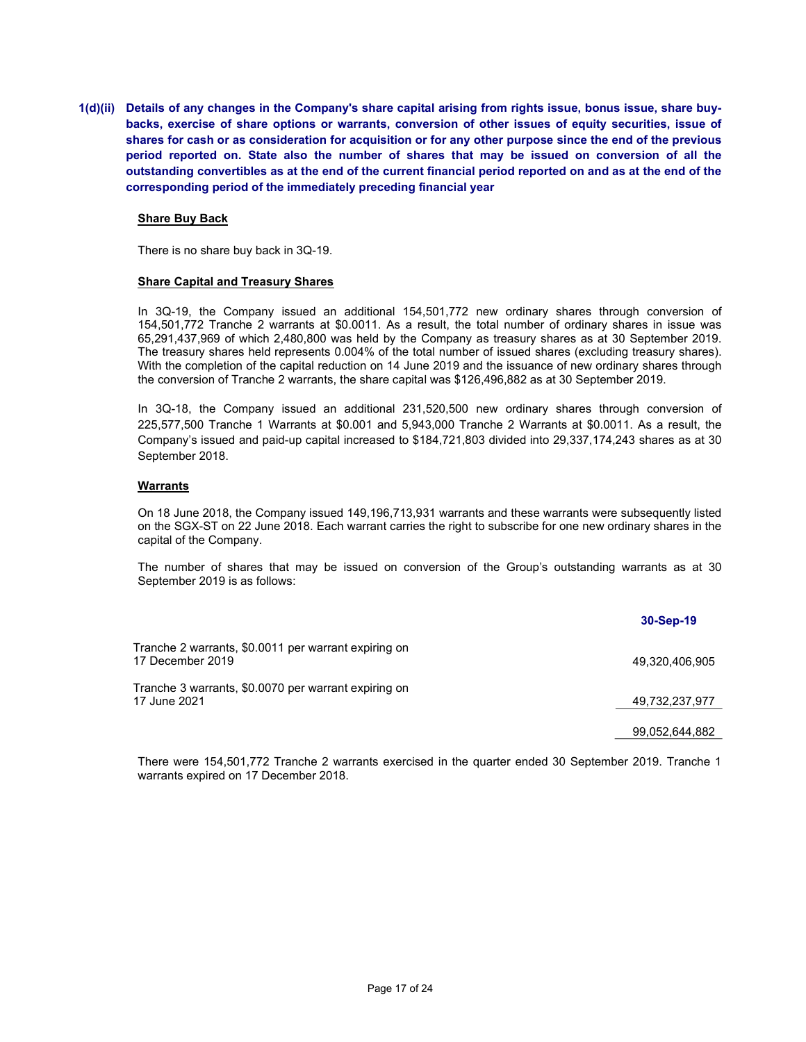**1(d)(ii) Details of any changes in the Company's share capital arising from rights issue, bonus issue, share buy-backs, exercise of share options or warrants, conversion of other issues of equity securities, issue of shares for cash or as consideration for acquisition or for any other purpose since the end of the previous period reported on. State also the number of shares that may be issued on conversion of all the outstanding convertibles as at the end of the current financial period reported on and as at the end of the corresponding period of the immediately preceding financial year**

**Share Buy Back**

There is no share buy back in 3Q-19.

**Share Capital and Treasury Shares**

In 3Q-19, the Company issued an additional 154,501,772 new ordinary shares through conversion of 154,501,772 Tranche 2 warrants at $0.0011. As a result, the total number of ordinary shares in issue was 65,291,437,969 of which 2,480,800 was held by the Company as treasury shares as at 30 September 2019. The treasury shares held represents 0.004% of the total number of issued shares (excluding treasury shares). With the completion of the capital reduction on 14 June 2019 and the issuance of new ordinary shares through the conversion of Tranche 2 warrants, the share capital was $126,496,882 as at 30 September 2019.

In 3Q-18, the Company issued an additional 231,520,500 new ordinary shares through conversion of 225,577,500 Tranche 1 Warrants at $0.001 and 5,943,000 Tranche 2 Warrants at $0.0011. As a result, the Company's issued and paid-up capital increased to $184,721,803 divided into 29,337,174,243 shares as at 30 September 2018.

**Warrants**

On 18 June 2018, the Company issued 149,196,713,931 warrants and these warrants were subsequently listed on the SGX-ST on 22 June 2018. Each warrant carries the right to subscribe for one new ordinary shares in the capital of the Company.

The number of shares that may be issued on conversion of the Group's outstanding warrants as at 30 September 2019 is as follows:

| | 30-Sep-19 |
|---|---|
| Tranche 2 warrants, $0.0011 per warrant expiring on 17 December 2019 | 49,320,406,905 |
| Tranche 3 warrants, $0.0070 per warrant expiring on 17 June 2021 | 49,732,237,977 |
| | 99,052,644,882 |

There were 154,501,772 Tranche 2 warrants exercised in the quarter ended 30 September 2019. Tranche 1 warrants expired on 17 December 2018.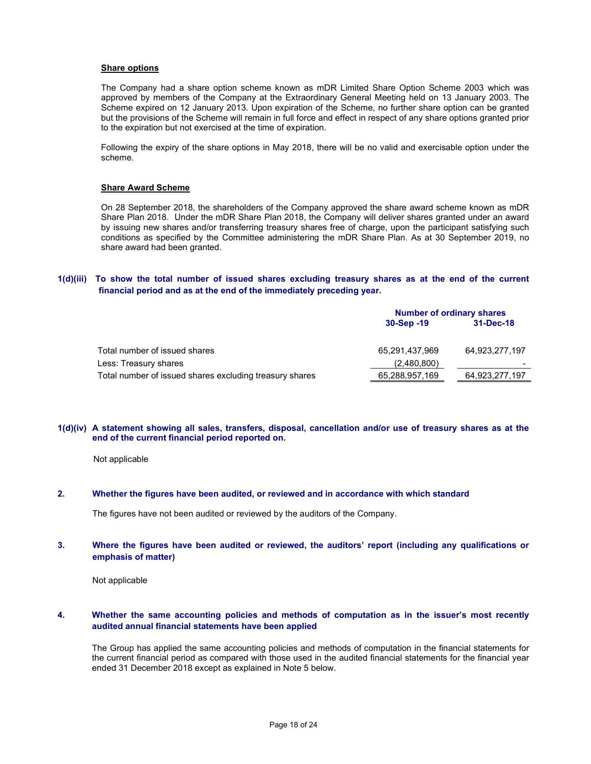**Share options**

The Company had a share option scheme known as mDR Limited Share Option Scheme 2003 which was approved by members of the Company at the Extraordinary General Meeting held on 13 January 2003. The Scheme expired on 12 January 2013. Upon expiration of the Scheme, no further share option can be granted but the provisions of the Scheme will remain in full force and effect in respect of any share options granted prior to the expiration but not exercised at the time of expiration.

Following the expiry of the share options in May 2018, there will be no valid and exercisable option under the scheme.

**Share Award Scheme**

On 28 September 2018, the shareholders of the Company approved the share award scheme known as mDR Share Plan 2018. Under the mDR Share Plan 2018, the Company will deliver shares granted under an award by issuing new shares and/or transferring treasury shares free of charge, upon the participant satisfying such conditions as specified by the Committee administering the mDR Share Plan. As at 30 September 2019, no share award had been granted.

**1(d)(iii) To show the total number of issued shares excluding treasury shares as at the end of the current financial period and as at the end of the immediately preceding year.**

| | Number of ordinary shares | |
|---|---|---|
| | 30-Sep -19 | 31-Dec-18 |
| Total number of issued shares | 65,291,437,969 | 64,923,277,197 |
| Less: Treasury shares | (2,480,800) | - |
| Total number of issued shares excluding treasury shares | 65,288,957,169 | 64,923,277,197 |

**1(d)(iv) A statement showing all sales, transfers, disposal, cancellation and/or use of treasury shares as at the end of the current financial period reported on.**

Not applicable

**2. Whether the figures have been audited, or reviewed and in accordance with which standard**

The figures have not been audited or reviewed by the auditors of the Company.

**3. Where the figures have been audited or reviewed, the auditors' report (including any qualifications or emphasis of matter)**

Not applicable

**4. Whether the same accounting policies and methods of computation as in the issuer's most recently audited annual financial statements have been applied**

The Group has applied the same accounting policies and methods of computation in the financial statements for the current financial period as compared with those used in the audited financial statements for the financial year ended 31 December 2018 except as explained in Note 5 below.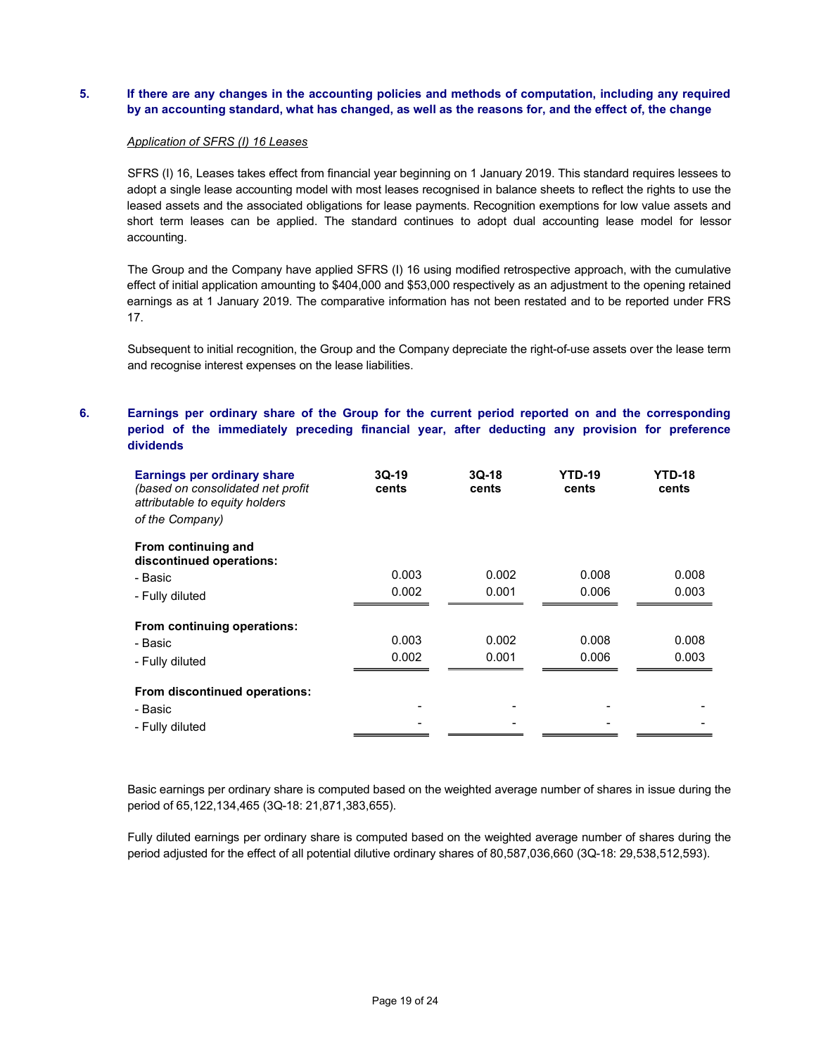## 5. If there are any changes in the accounting policies and methods of computation, including any required by an accounting standard, what has changed, as well as the reasons for, and the effect of, the change

*Application of SFRS (I) 16 Leases*

SFRS (I) 16, Leases takes effect from financial year beginning on 1 January 2019. This standard requires lessees to adopt a single lease accounting model with most leases recognised in balance sheets to reflect the rights to use the leased assets and the associated obligations for lease payments. Recognition exemptions for low value assets and short term leases can be applied. The standard continues to adopt dual accounting lease model for lessor accounting.

The Group and the Company have applied SFRS (I) 16 using modified retrospective approach, with the cumulative effect of initial application amounting to $404,000 and $53,000 respectively as an adjustment to the opening retained earnings as at 1 January 2019. The comparative information has not been restated and to be reported under FRS 17.

Subsequent to initial recognition, the Group and the Company depreciate the right-of-use assets over the lease term and recognise interest expenses on the lease liabilities.

## 6. Earnings per ordinary share of the Group for the current period reported on and the corresponding period of the immediately preceding financial year, after deducting any provision for preference dividends

| **Earnings per ordinary share** *(based on consolidated net profit attributable to equity holders of the Company)* | **3Q-19 cents** | **3Q-18 cents** | **YTD-19 cents** | **YTD-18 cents** |
|---|---|---|---|---|
| **From continuing and discontinued operations:** | | | | |
| - Basic | 0.003 | 0.002 | 0.008 | 0.008 |
| - Fully diluted | 0.002 | 0.001 | 0.006 | 0.003 |
| **From continuing operations:** | | | | |
| - Basic | 0.003 | 0.002 | 0.008 | 0.008 |
| - Fully diluted | 0.002 | 0.001 | 0.006 | 0.003 |
| **From discontinued operations:** | | | | |
| - Basic | - | - | - | - |
| - Fully diluted | - | - | - | - |

Basic earnings per ordinary share is computed based on the weighted average number of shares in issue during the period of 65,122,134,465 (3Q-18: 21,871,383,655).

Fully diluted earnings per ordinary share is computed based on the weighted average number of shares during the period adjusted for the effect of all potential dilutive ordinary shares of 80,587,036,660 (3Q-18: 29,538,512,593).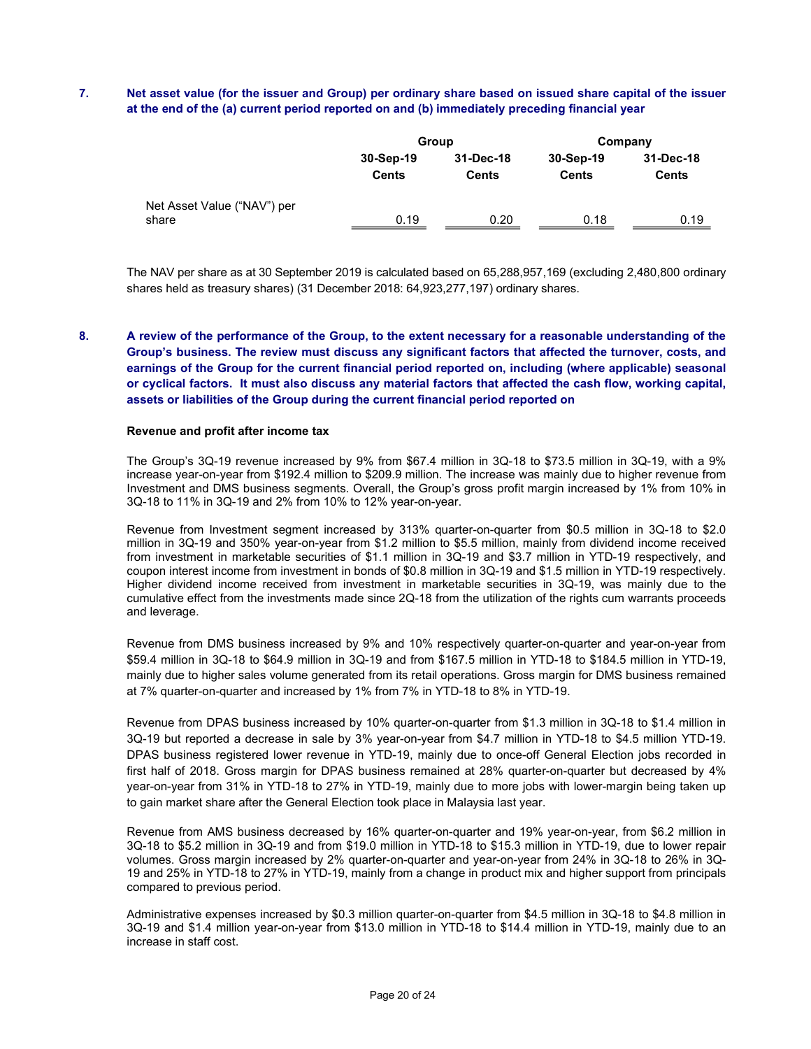7. **Net asset value (for the issuer and Group) per ordinary share based on issued share capital of the issuer at the end of the (a) current period reported on and (b) immediately preceding financial year**

| | Group | | Company | |
|---|---|---|---|---|
| | 30-Sep-19 | 31-Dec-18 | 30-Sep-19 | 31-Dec-18 |
| | Cents | Cents | Cents | Cents |
| Net Asset Value ("NAV") per share | 0.19 | 0.20 | 0.18 | 0.19 |

The NAV per share as at 30 September 2019 is calculated based on 65,288,957,169 (excluding 2,480,800 ordinary shares held as treasury shares) (31 December 2018: 64,923,277,197) ordinary shares.

8. **A review of the performance of the Group, to the extent necessary for a reasonable understanding of the Group's business. The review must discuss any significant factors that affected the turnover, costs, and earnings of the Group for the current financial period reported on, including (where applicable) seasonal or cyclical factors. It must also discuss any material factors that affected the cash flow, working capital, assets or liabilities of the Group during the current financial period reported on**

**Revenue and profit after income tax**

The Group's 3Q-19 revenue increased by 9% from $67.4 million in 3Q-18 to $73.5 million in 3Q-19, with a 9% increase year-on-year from $192.4 million to $209.9 million. The increase was mainly due to higher revenue from Investment and DMS business segments. Overall, the Group's gross profit margin increased by 1% from 10% in 3Q-18 to 11% in 3Q-19 and 2% from 10% to 12% year-on-year.

Revenue from Investment segment increased by 313% quarter-on-quarter from $0.5 million in 3Q-18 to $2.0 million in 3Q-19 and 350% year-on-year from $1.2 million to $5.5 million, mainly from dividend income received from investment in marketable securities of $1.1 million in 3Q-19 and $3.7 million in YTD-19 respectively, and coupon interest income from investment in bonds of $0.8 million in 3Q-19 and $1.5 million in YTD-19 respectively. Higher dividend income received from investment in marketable securities in 3Q-19, was mainly due to the cumulative effect from the investments made since 2Q-18 from the utilization of the rights cum warrants proceeds and leverage.

Revenue from DMS business increased by 9% and 10% respectively quarter-on-quarter and year-on-year from $59.4 million in 3Q-18 to $64.9 million in 3Q-19 and from $167.5 million in YTD-18 to $184.5 million in YTD-19, mainly due to higher sales volume generated from its retail operations. Gross margin for DMS business remained at 7% quarter-on-quarter and increased by 1% from 7% in YTD-18 to 8% in YTD-19.

Revenue from DPAS business increased by 10% quarter-on-quarter from $1.3 million in 3Q-18 to $1.4 million in 3Q-19 but reported a decrease in sale by 3% year-on-year from $4.7 million in YTD-18 to $4.5 million YTD-19. DPAS business registered lower revenue in YTD-19, mainly due to once-off General Election jobs recorded in first half of 2018. Gross margin for DPAS business remained at 28% quarter-on-quarter but decreased by 4% year-on-year from 31% in YTD-18 to 27% in YTD-19, mainly due to more jobs with lower-margin being taken up to gain market share after the General Election took place in Malaysia last year.

Revenue from AMS business decreased by 16% quarter-on-quarter and 19% year-on-year, from $6.2 million in 3Q-18 to $5.2 million in 3Q-19 and from $19.0 million in YTD-18 to $15.3 million in YTD-19, due to lower repair volumes. Gross margin increased by 2% quarter-on-quarter and year-on-year from 24% in 3Q-18 to 26% in 3Q-19 and 25% in YTD-18 to 27% in YTD-19, mainly from a change in product mix and higher support from principals compared to previous period.

Administrative expenses increased by $0.3 million quarter-on-quarter from $4.5 million in 3Q-18 to $4.8 million in 3Q-19 and $1.4 million year-on-year from $13.0 million in YTD-18 to $14.4 million in YTD-19, mainly due to an increase in staff cost.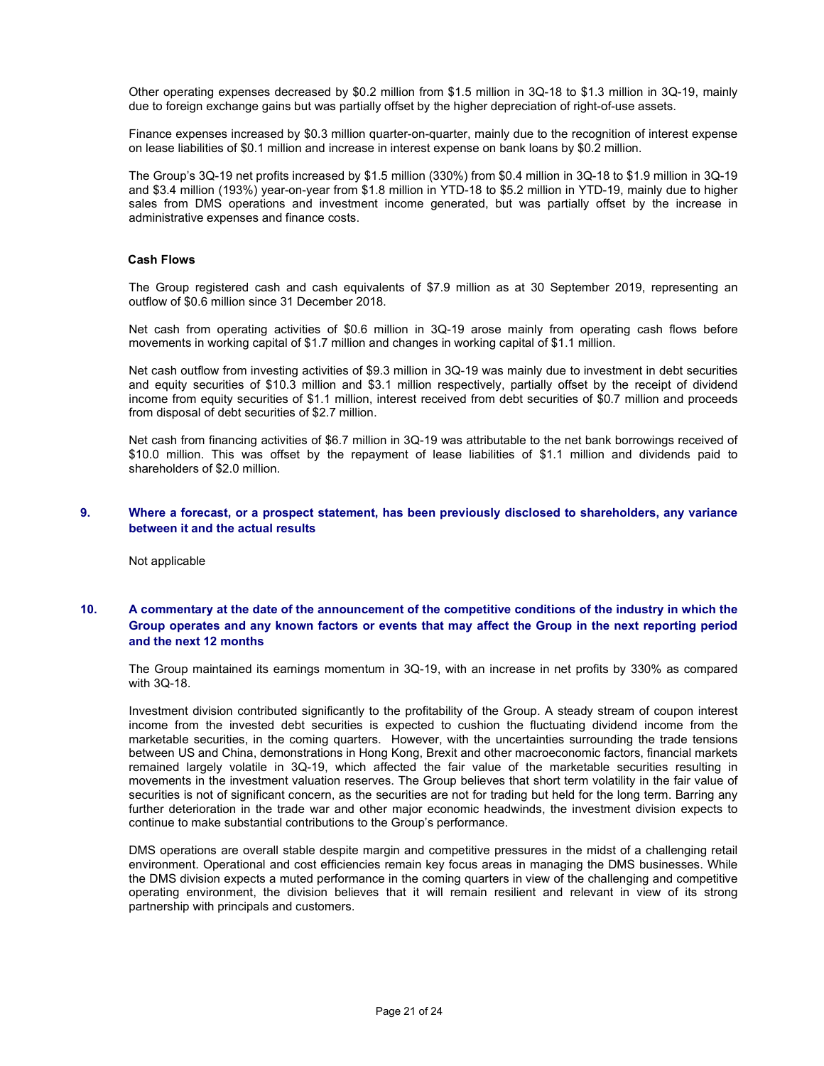Other operating expenses decreased by $0.2 million from $1.5 million in 3Q-18 to $1.3 million in 3Q-19, mainly due to foreign exchange gains but was partially offset by the higher depreciation of right-of-use assets.

Finance expenses increased by $0.3 million quarter-on-quarter, mainly due to the recognition of interest expense on lease liabilities of $0.1 million and increase in interest expense on bank loans by $0.2 million.

The Group's 3Q-19 net profits increased by $1.5 million (330%) from $0.4 million in 3Q-18 to $1.9 million in 3Q-19 and $3.4 million (193%) year-on-year from $1.8 million in YTD-18 to $5.2 million in YTD-19, mainly due to higher sales from DMS operations and investment income generated, but was partially offset by the increase in administrative expenses and finance costs.

**Cash Flows**

The Group registered cash and cash equivalents of $7.9 million as at 30 September 2019, representing an outflow of $0.6 million since 31 December 2018.

Net cash from operating activities of $0.6 million in 3Q-19 arose mainly from operating cash flows before movements in working capital of $1.7 million and changes in working capital of $1.1 million.

Net cash outflow from investing activities of $9.3 million in 3Q-19 was mainly due to investment in debt securities and equity securities of $10.3 million and $3.1 million respectively, partially offset by the receipt of dividend income from equity securities of $1.1 million, interest received from debt securities of $0.7 million and proceeds from disposal of debt securities of $2.7 million.

Net cash from financing activities of $6.7 million in 3Q-19 was attributable to the net bank borrowings received of $10.0 million. This was offset by the repayment of lease liabilities of $1.1 million and dividends paid to shareholders of $2.0 million.

## 9. Where a forecast, or a prospect statement, has been previously disclosed to shareholders, any variance between it and the actual results

Not applicable

## 10. A commentary at the date of the announcement of the competitive conditions of the industry in which the Group operates and any known factors or events that may affect the Group in the next reporting period and the next 12 months

The Group maintained its earnings momentum in 3Q-19, with an increase in net profits by 330% as compared with 3Q-18.

Investment division contributed significantly to the profitability of the Group. A steady stream of coupon interest income from the invested debt securities is expected to cushion the fluctuating dividend income from the marketable securities, in the coming quarters. However, with the uncertainties surrounding the trade tensions between US and China, demonstrations in Hong Kong, Brexit and other macroeconomic factors, financial markets remained largely volatile in 3Q-19, which affected the fair value of the marketable securities resulting in movements in the investment valuation reserves. The Group believes that short term volatility in the fair value of securities is not of significant concern, as the securities are not for trading but held for the long term. Barring any further deterioration in the trade war and other major economic headwinds, the investment division expects to continue to make substantial contributions to the Group's performance.

DMS operations are overall stable despite margin and competitive pressures in the midst of a challenging retail environment. Operational and cost efficiencies remain key focus areas in managing the DMS businesses. While the DMS division expects a muted performance in the coming quarters in view of the challenging and competitive operating environment, the division believes that it will remain resilient and relevant in view of its strong partnership with principals and customers.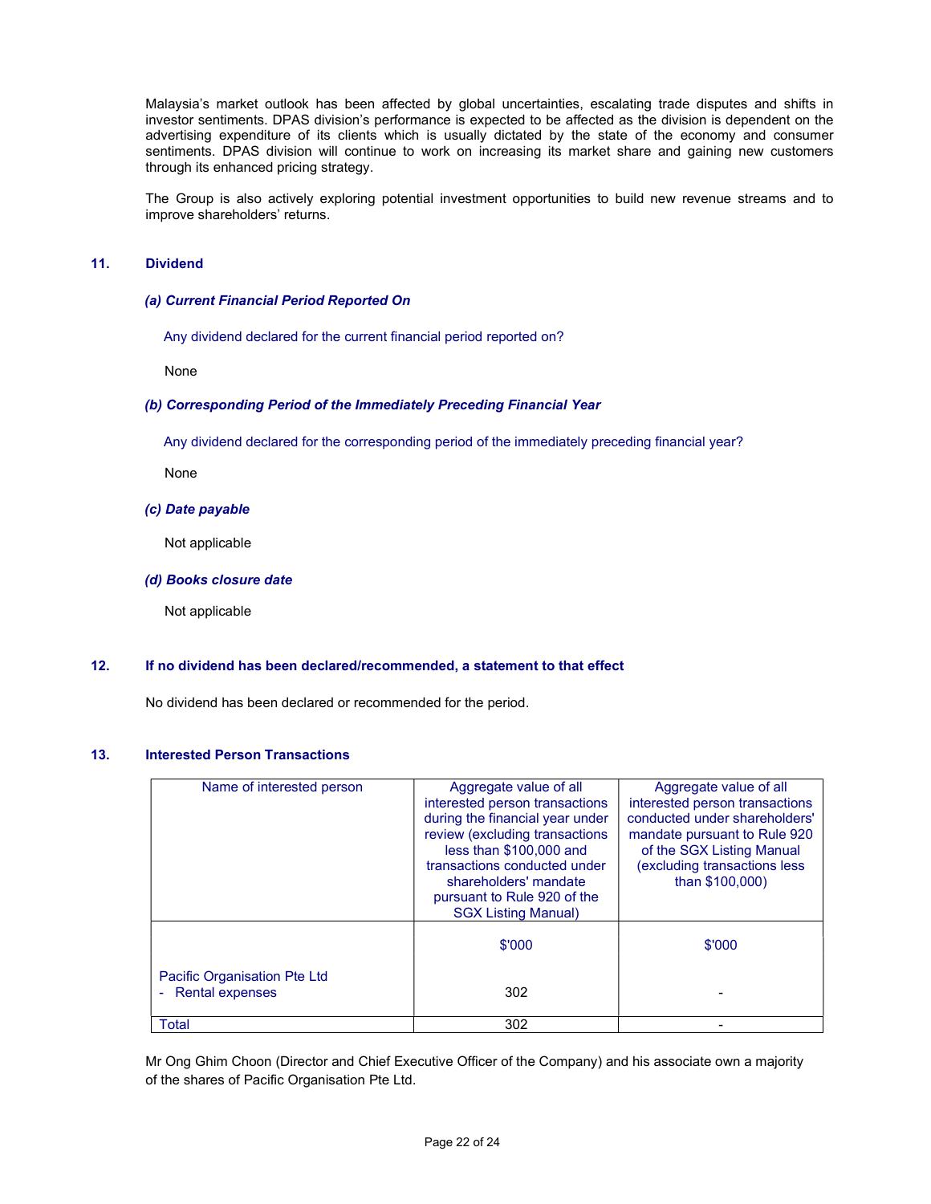Malaysia's market outlook has been affected by global uncertainties, escalating trade disputes and shifts in investor sentiments. DPAS division's performance is expected to be affected as the division is dependent on the advertising expenditure of its clients which is usually dictated by the state of the economy and consumer sentiments. DPAS division will continue to work on increasing its market share and gaining new customers through its enhanced pricing strategy.

The Group is also actively exploring potential investment opportunities to build new revenue streams and to improve shareholders' returns.

## 11. Dividend

### *(a) Current Financial Period Reported On*

Any dividend declared for the current financial period reported on?

None

### *(b) Corresponding Period of the Immediately Preceding Financial Year*

Any dividend declared for the corresponding period of the immediately preceding financial year?

None

### *(c) Date payable*

Not applicable

### *(d) Books closure date*

Not applicable

## 12. If no dividend has been declared/recommended, a statement to that effect

No dividend has been declared or recommended for the period.

## 13. Interested Person Transactions

| Name of interested person | Aggregate value of all interested person transactions during the financial year under review (excluding transactions less than $100,000 and transactions conducted under shareholders' mandate pursuant to Rule 920 of the SGX Listing Manual) | Aggregate value of all interested person transactions conducted under shareholders' mandate pursuant to Rule 920 of the SGX Listing Manual (excluding transactions less than $100,000) |
|---|---|---|
| | $'000 | $'000 |
| Pacific Organisation Pte Ltd<br>- Rental expenses | 302 | - |
| Total | 302 | - |

Mr Ong Ghim Choon (Director and Chief Executive Officer of the Company) and his associate own a majority of the shares of Pacific Organisation Pte Ltd.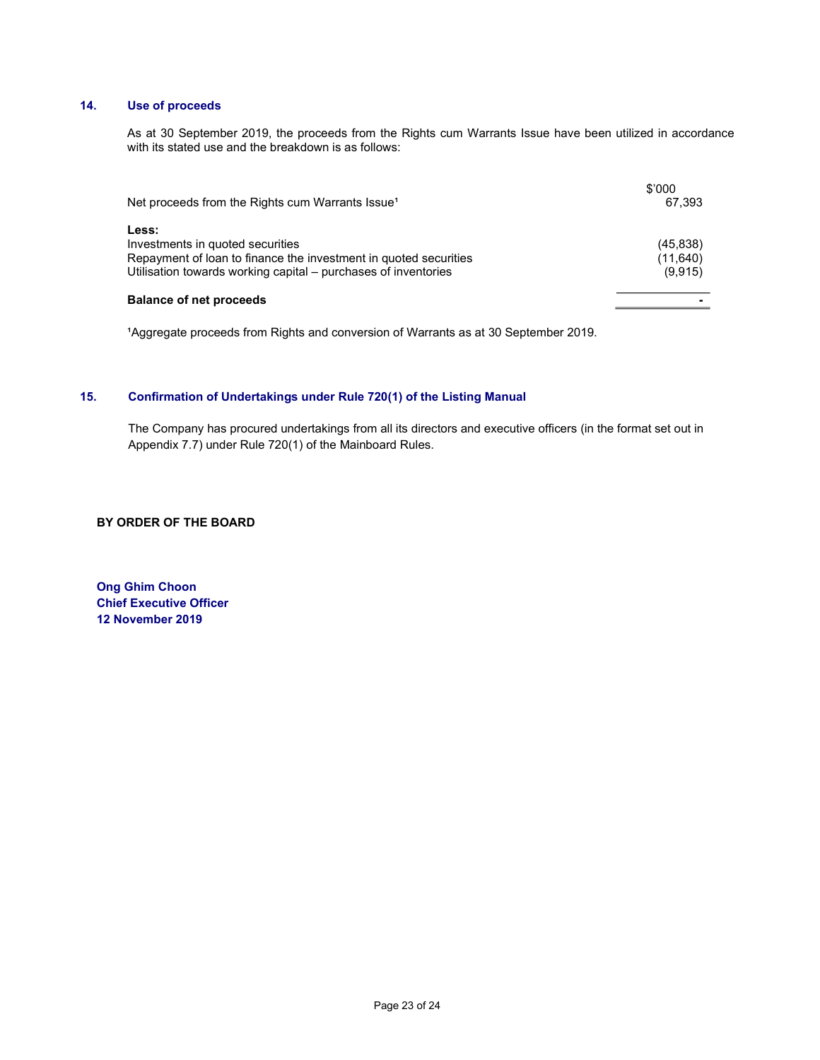## 14. Use of proceeds

As at 30 September 2019, the proceeds from the Rights cum Warrants Issue have been utilized in accordance with its stated use and the breakdown is as follows:

| | $'000 |
|---|---|
| Net proceeds from the Rights cum Warrants Issue[1] | 67,393 |
| **Less:** | |
| Investments in quoted securities | (45,838) |
| Repayment of loan to finance the investment in quoted securities | (11,640) |
| Utilisation towards working capital – purchases of inventories | (9,915) |
| **Balance of net proceeds** | **-** |

[1]Aggregate proceeds from Rights and conversion of Warrants as at 30 September 2019.

## 15. Confirmation of Undertakings under Rule 720(1) of the Listing Manual

The Company has procured undertakings from all its directors and executive officers (in the format set out in Appendix 7.7) under Rule 720(1) of the Mainboard Rules.

**BY ORDER OF THE BOARD**

**Ong Ghim Choon**
**Chief Executive Officer**
**12 November 2019**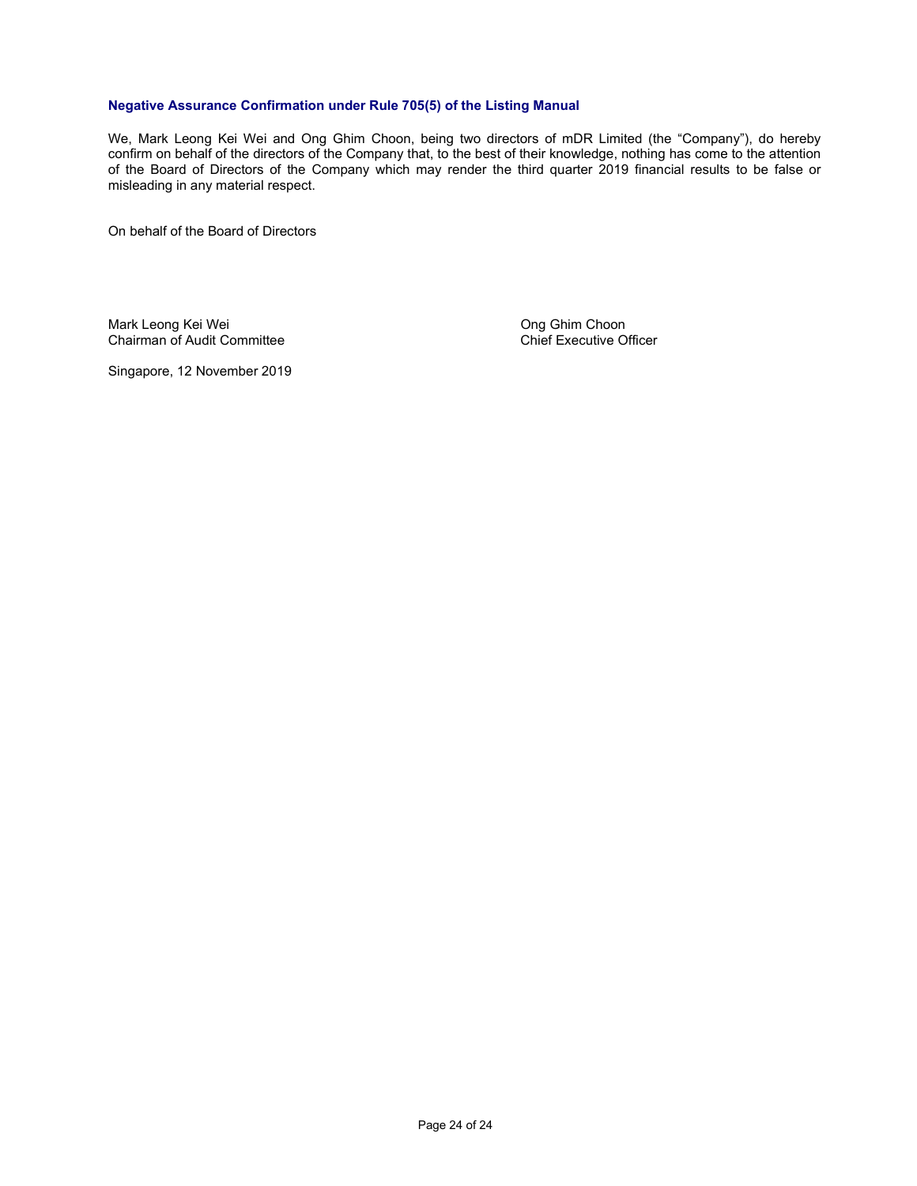**Negative Assurance Confirmation under Rule 705(5) of the Listing Manual**

We, Mark Leong Kei Wei and Ong Ghim Choon, being two directors of mDR Limited (the "Company"), do hereby confirm on behalf of the directors of the Company that, to the best of their knowledge, nothing has come to the attention of the Board of Directors of the Company which may render the third quarter 2019 financial results to be false or misleading in any material respect.

On behalf of the Board of Directors

Mark Leong Kei Wei
Chairman of Audit Committee

Ong Ghim Choon
Chief Executive Officer

Singapore, 12 November 2019